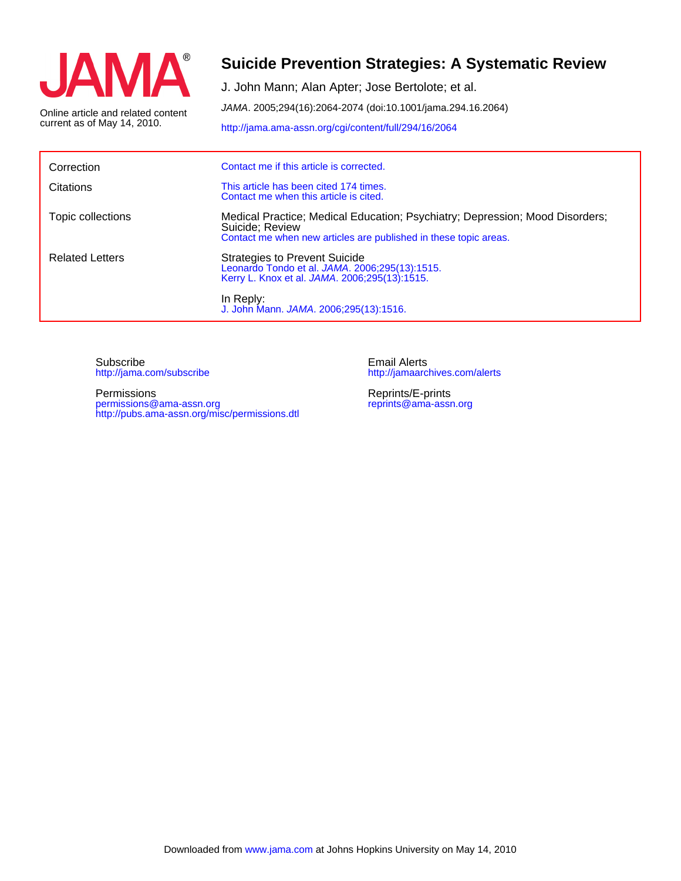JAMA®

Online article and related content current as of May 14, 2010.

# Suicide Prevention Strategies: A Systematic Review

J. John Mann; Alan Apter; Jose Bertolote; et al.

*JAMA*. 2005;294(16):2064-2074 (doi:10.1001/jama.294.16.2064)

http://jama.ama-assn.org/cgi/content/full/294/16/2064

| | |
|---|---|
| Correction | Contact me if this article is corrected. |
| Citations | This article has been cited 174 times.<br>Contact me when this article is cited. |
| Topic collections | Medical Practice; Medical Education; Psychiatry; Depression; Mood Disorders; Suicide; Review<br>Contact me when new articles are published in these topic areas. |
| Related Letters | Strategies to Prevent Suicide<br>Leonardo Tondo et al. *JAMA*. 2006;295(13):1515.<br>Kerry L. Knox et al. *JAMA*. 2006;295(13):1515.<br><br>In Reply:<br>J. John Mann. *JAMA*. 2006;295(13):1516. |

Subscribe
http://jama.com/subscribe

Permissions
permissions@ama-assn.org
http://pubs.ama-assn.org/misc/permissions.dtl

Email Alerts
http://jamaarchives.com/alerts

Reprints/E-prints
reprints@ama-assn.org

Downloaded from www.jama.com at Johns Hopkins University on May 14, 2010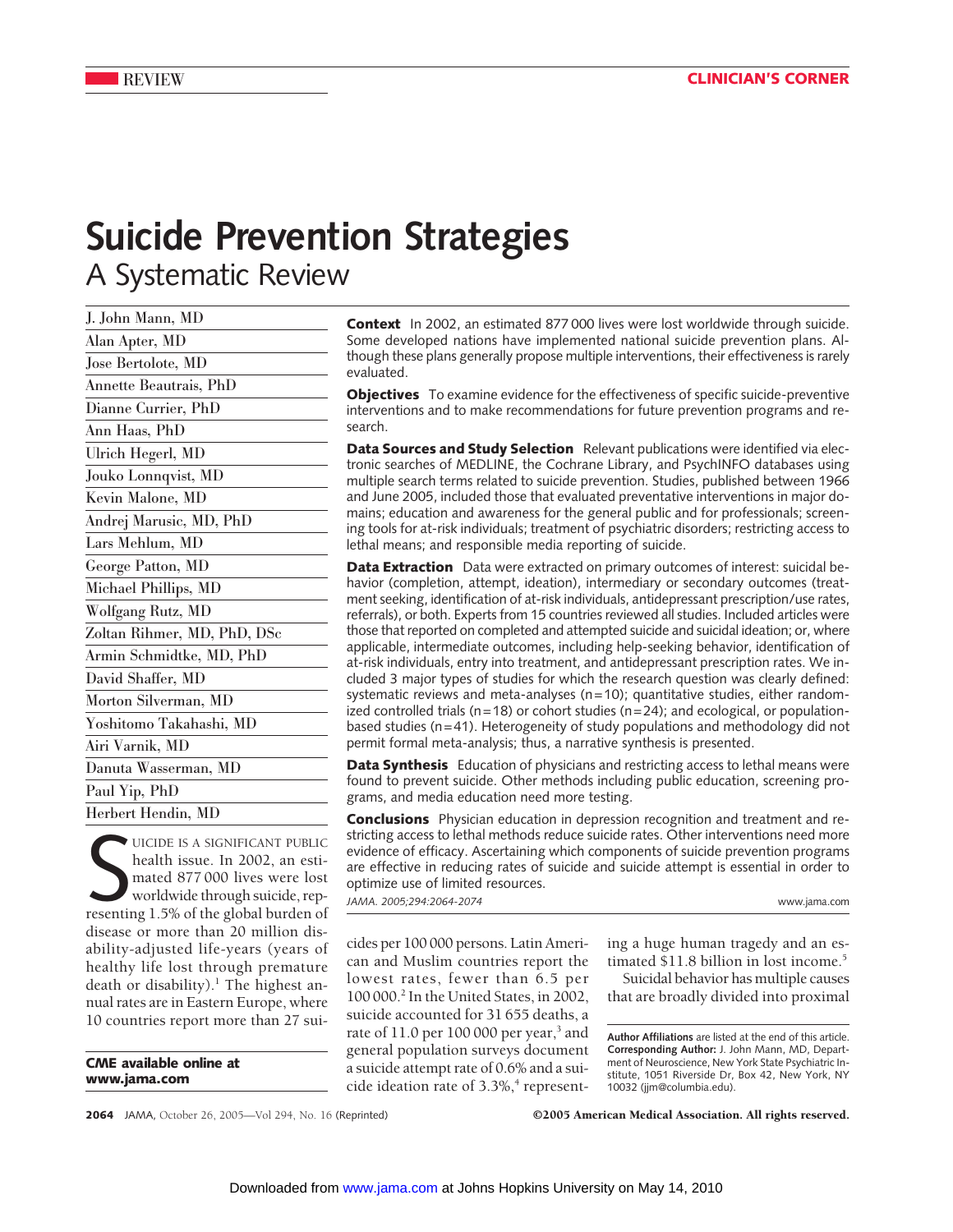REVIEW

CLINICIAN'S CORNER

# Suicide Prevention Strategies

## A Systematic Review

J. John Mann, MD
Alan Apter, MD
Jose Bertolote, MD
Annette Beautrais, PhD
Dianne Currier, PhD
Ann Haas, PhD
Ulrich Hegerl, MD
Jouko Lonnqvist, MD
Kevin Malone, MD
Andrej Marusic, MD, PhD
Lars Mehlum, MD
George Patton, MD
Michael Phillips, MD
Wolfgang Rutz, MD
Zoltan Rihmer, MD, PhD, DSc
Armin Schmidtke, MD, PhD
David Shaffer, MD
Morton Silverman, MD
Yoshitomo Takahashi, MD
Airi Varnik, MD
Danuta Wasserman, MD
Paul Yip, PhD
Herbert Hendin, MD

**Context** In 2002, an estimated 877 000 lives were lost worldwide through suicide. Some developed nations have implemented national suicide prevention plans. Although these plans generally propose multiple interventions, their effectiveness is rarely evaluated.

**Objectives** To examine evidence for the effectiveness of specific suicide-preventive interventions and to make recommendations for future prevention programs and research.

**Data Sources and Study Selection** Relevant publications were identified via electronic searches of MEDLINE, the Cochrane Library, and PsychINFO databases using multiple search terms related to suicide prevention. Studies, published between 1966 and June 2005, included those that evaluated preventative interventions in major domains; education and awareness for the general public and for professionals; screening tools for at-risk individuals; treatment of psychiatric disorders; restricting access to lethal means; and responsible media reporting of suicide.

**Data Extraction** Data were extracted on primary outcomes of interest: suicidal behavior (completion, attempt, ideation), intermediary or secondary outcomes (treatment seeking, identification of at-risk individuals, antidepressant prescription/use rates, referrals), or both. Experts from 15 countries reviewed all studies. Included articles were those that reported on completed and attempted suicide and suicidal ideation; or, where applicable, intermediate outcomes, including help-seeking behavior, identification of at-risk individuals, entry into treatment, and antidepressant prescription rates. We included 3 major types of studies for which the research question was clearly defined: systematic reviews and meta-analyses (n=10); quantitative studies, either randomized controlled trials (n=18) or cohort studies (n=24); and ecological, or population-based studies (n=41). Heterogeneity of study populations and methodology did not permit formal meta-analysis; thus, a narrative synthesis is presented.

**Data Synthesis** Education of physicians and restricting access to lethal means were found to prevent suicide. Other methods including public education, screening programs, and media education need more testing.

**Conclusions** Physician education in depression recognition and treatment and restricting access to lethal methods reduce suicide rates. Other interventions need more evidence of efficacy. Ascertaining which components of suicide prevention programs are effective in reducing rates of suicide and suicide attempt is essential in order to optimize use of limited resources.

*JAMA. 2005;294:2064-2074* www.jama.com

**CME available online at www.jama.com**

Suicide is a significant public health issue. In 2002, an estimated 877 000 lives were lost worldwide through suicide, representing 1.5% of the global burden of disease or more than 20 million disability-adjusted life-years (years of healthy life lost through premature death or disability).[1] The highest annual rates are in Eastern Europe, where 10 countries report more than 27 suicides per 100 000 persons. Latin American and Muslim countries report the lowest rates, fewer than 6.5 per 100 000.[2] In the United States, in 2002, suicide accounted for 31 655 deaths, a rate of 11.0 per 100 000 per year,[3] and general population surveys document a suicide attempt rate of 0.6% and a suicide ideation rate of 3.3%,[4] representing a huge human tragedy and an estimated $11.8 billion in lost income.[5]

Suicidal behavior has multiple causes that are broadly divided into proximal

**Author Affiliations** are listed at the end of this article.
**Corresponding Author:** J. John Mann, MD, Department of Neuroscience, New York State Psychiatric Institute, 1051 Riverside Dr, Box 42, New York, NY 10032 (jjm@columbia.edu).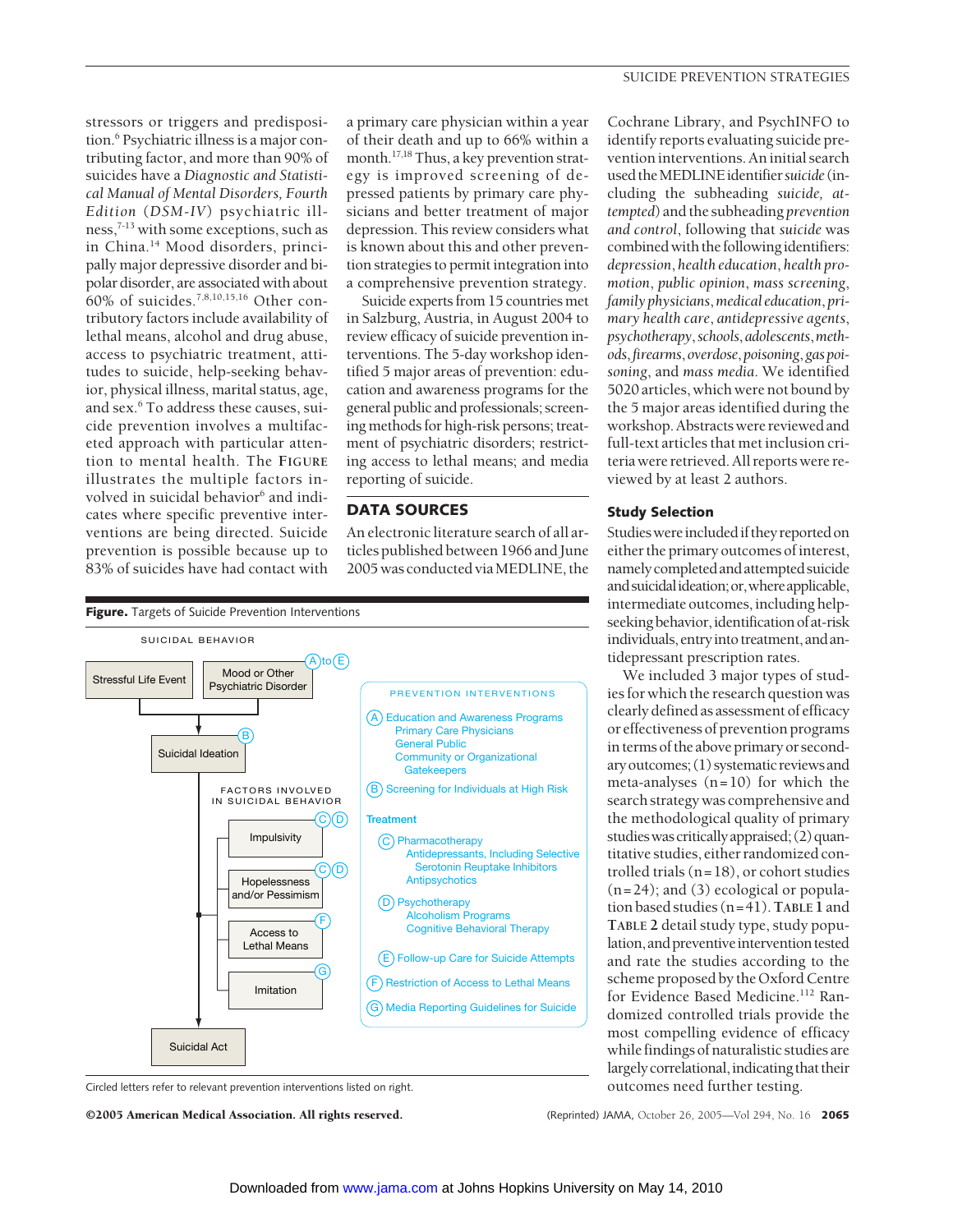stressors or triggers and predisposition.[6] Psychiatric illness is a major contributing factor, and more than 90% of suicides have a *Diagnostic and Statistical Manual of Mental Disorders, Fourth Edition* (*DSM-IV*) psychiatric illness,[7-13] with some exceptions, such as in China.[14] Mood disorders, principally major depressive disorder and bipolar disorder, are associated with about 60% of suicides.[7,8,10,15,16] Other contributory factors include availability of lethal means, alcohol and drug abuse, access to psychiatric treatment, attitudes to suicide, help-seeking behavior, physical illness, marital status, age, and sex.[6] To address these causes, suicide prevention involves a multifaceted approach with particular attention to mental health. The FIGURE illustrates the multiple factors involved in suicidal behavior[6] and indicates where specific preventive interventions are being directed. Suicide prevention is possible because up to 83% of suicides have had contact with a primary care physician within a year of their death and up to 66% within a month.[17,18] Thus, a key prevention strategy is improved screening of depressed patients by primary care physicians and better treatment of major depression. This review considers what is known about this and other prevention strategies to permit integration into a comprehensive prevention strategy.

Suicide experts from 15 countries met in Salzburg, Austria, in August 2004 to review efficacy of suicide prevention interventions. The 5-day workshop identified 5 major areas of prevention: education and awareness programs for the general public and professionals; screening methods for high-risk persons; treatment of psychiatric disorders; restricting access to lethal means; and media reporting of suicide.

**Figure.** Targets of Suicide Prevention Interventions

SUICIDAL BEHAVIOR

- Stressful Life Event
- Mood or Other Psychiatric Disorder (A to E)
- Suicidal Ideation (B)
- FACTORS INVOLVED IN SUICIDAL BEHAVIOR
  - Impulsivity (C, D)
  - Hopelessness and/or Pessimism (C, D)
  - Access to Lethal Means (F)
  - Imitation (G)
- Suicidal Act

PREVENTION INTERVENTIONS

- (A) Education and Awareness Programs
  - Primary Care Physicians
  - General Public
  - Community or Organizational Gatekeepers
- (B) Screening for Individuals at High Risk
- Treatment
  - (C) Pharmacotherapy
    - Antidepressants, Including Selective Serotonin Reuptake Inhibitors
    - Antipsychotics
  - (D) Psychotherapy
    - Alcoholism Programs
    - Cognitive Behavioral Therapy
  - (E) Follow-up Care for Suicide Attempts
- (F) Restriction of Access to Lethal Means
- (G) Media Reporting Guidelines for Suicide

Circled letters refer to relevant prevention interventions listed on right.

## DATA SOURCES

An electronic literature search of all articles published between 1966 and June 2005 was conducted via MEDLINE, the Cochrane Library, and PsychINFO to identify reports evaluating suicide prevention interventions. An initial search used the MEDLINE identifier *suicide* (including the subheading *suicide, attempted*) and the subheading *prevention and control*, following that *suicide* was combined with the following identifiers: *depression*, *health education*, *health promotion*, *public opinion*, *mass screening*, *family physicians*, *medical education*, *primary health care*, *antidepressive agents*, *psychotherapy*, *schools*, *adolescents*, *methods*, *firearms*, *overdose*, *poisoning*, *gas poisoning*, and *mass media*. We identified 5020 articles, which were not bound by the 5 major areas identified during the workshop. Abstracts were reviewed and full-text articles that met inclusion criteria were retrieved. All reports were reviewed by at least 2 authors.

### Study Selection

Studies were included if they reported on either the primary outcomes of interest, namely completed and attempted suicide and suicidal ideation; or, where applicable, intermediate outcomes, including help-seeking behavior, identification of at-risk individuals, entry into treatment, and antidepressant prescription rates.

We included 3 major types of studies for which the research question was clearly defined as assessment of efficacy or effectiveness of prevention programs in terms of the above primary or secondary outcomes; (1) systematic reviews and meta-analyses (n=10) for which the search strategy was comprehensive and the methodological quality of primary studies was critically appraised; (2) quantitative studies, either randomized controlled trials (n=18), or cohort studies (n=24); and (3) ecological or population based studies (n=41). TABLE 1 and TABLE 2 detail study type, study population, and preventive intervention tested and rate the studies according to the scheme proposed by the Oxford Centre for Evidence Based Medicine.[112] Randomized controlled trials provide the most compelling evidence of efficacy while findings of naturalistic studies are largely correlational, indicating that their outcomes need further testing.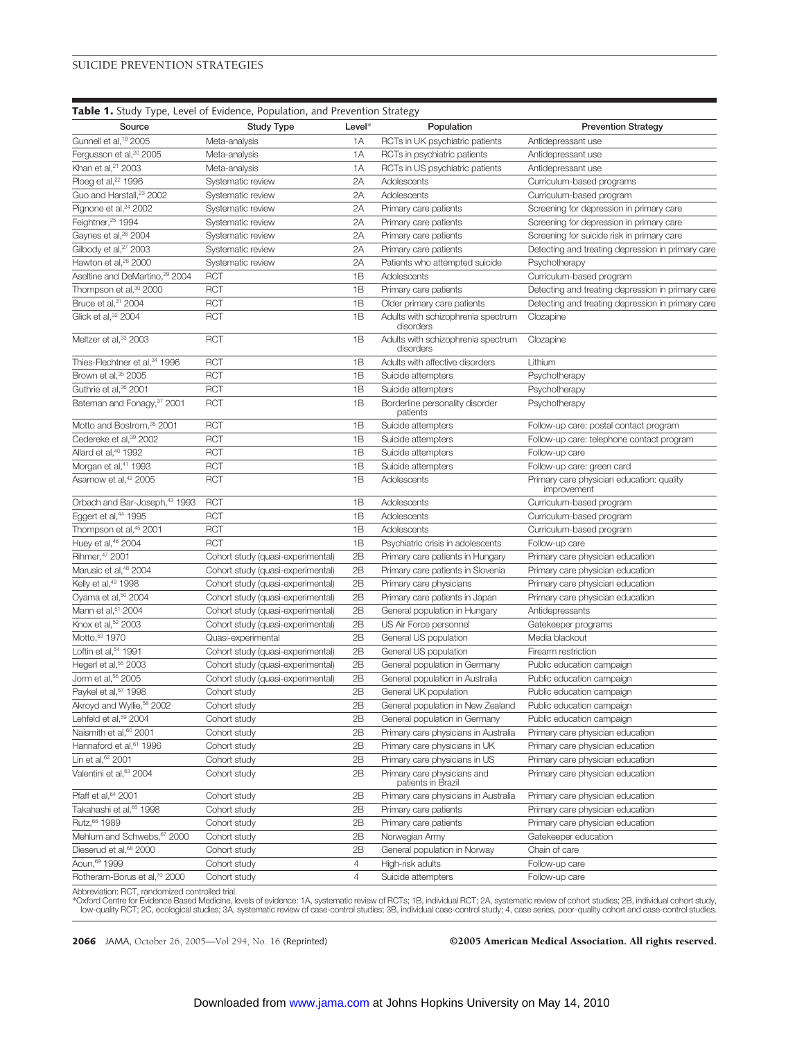**Table 1.** Study Type, Level of Evidence, Population, and Prevention Strategy

| Source | Study Type | Level* | Population | Prevention Strategy |
|---|---|---|---|---|
| Gunnell et al,[19] 2005 | Meta-analysis | 1A | RCTs in UK psychiatric patients | Antidepressant use |
| Fergusson et al,[20] 2005 | Meta-analysis | 1A | RCTs in psychiatric patients | Antidepressant use |
| Khan et al,[21] 2003 | Meta-analysis | 1A | RCTs in US psychiatric patients | Antidepressant use |
| Ploeg et al,[22] 1996 | Systematic review | 2A | Adolescents | Curriculum-based programs |
| Guo and Harstall,[23] 2002 | Systematic review | 2A | Adolescents | Curriculum-based program |
| Pignone et al,[24] 2002 | Systematic review | 2A | Primary care patients | Screening for depression in primary care |
| Feighner,[25] 1994 | Systematic review | 2A | Primary care patients | Screening for depression in primary care |
| Gaynes et al,[26] 2004 | Systematic review | 2A | Primary care patients | Screening for suicide risk in primary care |
| Gilbody et al,[27] 2003 | Systematic review | 2A | Primary care patients | Detecting and treating depression in primary care |
| Hawton et al,[28] 2000 | Systematic review | 2A | Patients who attempted suicide | Psychotherapy |
| Aseltine and DeMartino,[29] 2004 | RCT | 1B | Adolescents | Curriculum-based program |
| Thompson et al,[30] 2000 | RCT | 1B | Primary care patients | Detecting and treating depression in primary care |
| Bruce et al,[31] 2004 | RCT | 1B | Older primary care patients | Detecting and treating depression in primary care |
| Glick et al,[32] 2004 | RCT | 1B | Adults with schizophrenia spectrum disorders | Clozapine |
| Meltzer et al,[33] 2003 | RCT | 1B | Adults with schizophrenia spectrum disorders | Clozapine |
| Thies-Flechtner et al,[34] 1996 | RCT | 1B | Adults with affective disorders | Lithium |
| Brown et al,[35] 2005 | RCT | 1B | Suicide attempters | Psychotherapy |
| Guthrie et al,[36] 2001 | RCT | 1B | Suicide attempters | Psychotherapy |
| Bateman and Fonagy,[37] 2001 | RCT | 1B | Borderline personality disorder patients | Psychotherapy |
| Motto and Bostrom,[38] 2001 | RCT | 1B | Suicide attempters | Follow-up care: postal contact program |
| Cedereke et al,[39] 2002 | RCT | 1B | Suicide attempters | Follow-up care: telephone contact program |
| Allard et al,[40] 1992 | RCT | 1B | Suicide attempters | Follow-up care |
| Morgan et al,[41] 1993 | RCT | 1B | Suicide attempters | Follow-up care: green card |
| Asarnow et al,[42] 2005 | RCT | 1B | Adolescents | Primary care physician education: quality improvement |
| Orbach and Bar-Joseph,[43] 1993 | RCT | 1B | Adolescents | Curriculum-based program |
| Eggert et al,[44] 1995 | RCT | 1B | Adolescents | Curriculum-based program |
| Thompson et al,[45] 2001 | RCT | 1B | Adolescents | Curriculum-based program |
| Huey et al,[46] 2004 | RCT | 1B | Psychiatric crisis in adolescents | Follow-up care |
| Rihmer,[47] 2001 | Cohort study (quasi-experimental) | 2B | Primary care patients in Hungary | Primary care physician education |
| Marusic et al,[48] 2004 | Cohort study (quasi-experimental) | 2B | Primary care patients in Slovenia | Primary care physician education |
| Kelly et al,[49] 1998 | Cohort study (quasi-experimental) | 2B | Primary care physicians | Primary care physician education |
| Oyama et al,[50] 2004 | Cohort study (quasi-experimental) | 2B | Primary care patients in Japan | Primary care physician education |
| Mann et al,[51] 2004 | Cohort study (quasi-experimental) | 2B | General population in Hungary | Antidepressants |
| Knox et al,[52] 2003 | Cohort study (quasi-experimental) | 2B | US Air Force personnel | Gatekeeper programs |
| Motto,[53] 1970 | Quasi-experimental | 2B | General US population | Media blackout |
| Loftin et al,[54] 1991 | Cohort study (quasi-experimental) | 2B | General US population | Firearm restriction |
| Hegerl et al,[55] 2003 | Cohort study (quasi-experimental) | 2B | General population in Germany | Public education campaign |
| Jorm et al,[56] 2005 | Cohort study (quasi-experimental) | 2B | General population in Australia | Public education campaign |
| Paykel et al,[57] 1998 | Cohort study | 2B | General UK population | Public education campaign |
| Akroyd and Wyllie,[58] 2002 | Cohort study | 2B | General population in New Zealand | Public education campaign |
| Lehfeld et al,[59] 2004 | Cohort study | 2B | General population in Germany | Public education campaign |
| Naismith et al,[60] 2001 | Cohort study | 2B | Primary care physicians in Australia | Primary care physician education |
| Hannaford et al,[61] 1996 | Cohort study | 2B | Primary care physicians in UK | Primary care physician education |
| Lin et al,[62] 2001 | Cohort study | 2B | Primary care physicians in US | Primary care physician education |
| Valentini et al,[63] 2004 | Cohort study | 2B | Primary care physicians and patients in Brazil | Primary care physician education |
| Pfaff et al,[64] 2001 | Cohort study | 2B | Primary care physicians in Australia | Primary care physician education |
| Takahashi et al,[65] 1998 | Cohort study | 2B | Primary care patients | Primary care physician education |
| Rutz,[66] 1989 | Cohort study | 2B | Primary care patients | Primary care physician education |
| Mehlum and Schwebs,[67] 2000 | Cohort study | 2B | Norwegian Army | Gatekeeper education |
| Dieserud et al,[68] 2000 | Cohort study | 2B | General population in Norway | Chain of care |
| Aoun,[69] 1999 | Cohort study | 4 | High-risk adults | Follow-up care |
| Rotheram-Borus et al,[70] 2000 | Cohort study | 4 | Suicide attempters | Follow-up care |

Abbreviation: RCT, randomized controlled trial.
*Oxford Centre for Evidence Based Medicine, levels of evidence: 1A, systematic review of RCTs; 1B, individual RCT; 2A, systematic review of cohort studies; 2B, individual cohort study, low-quality RCT; 2C, ecological studies; 3A, systematic review of case-control studies; 3B, individual case-control study; 4, case series, poor-quality cohort and case-control studies.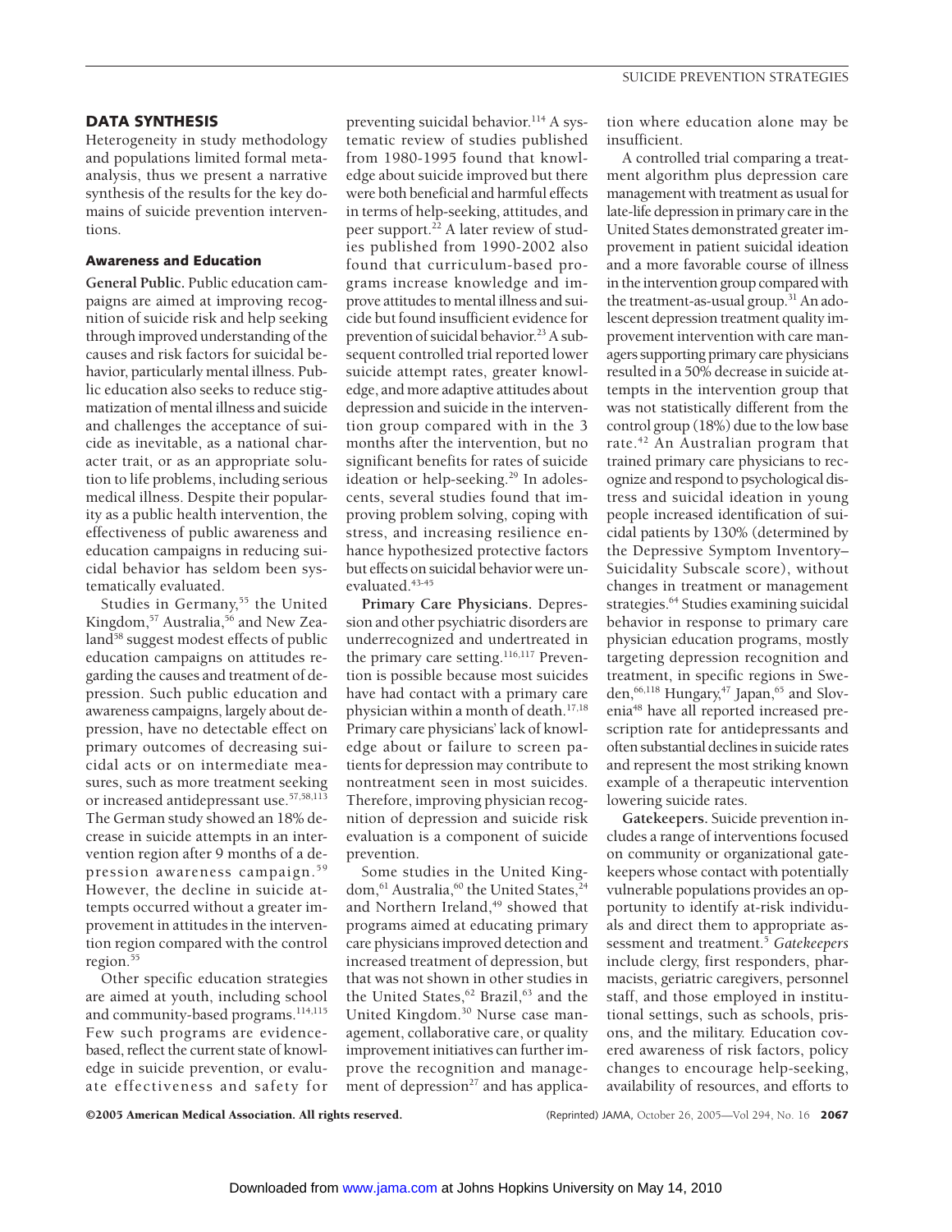## DATA SYNTHESIS

Heterogeneity in study methodology and populations limited formal meta-analysis, thus we present a narrative synthesis of the results for the key domains of suicide prevention interventions.

### Awareness and Education

**General Public.** Public education campaigns are aimed at improving recognition of suicide risk and help seeking through improved understanding of the causes and risk factors for suicidal behavior, particularly mental illness. Public education also seeks to reduce stigmatization of mental illness and suicide and challenges the acceptance of suicide as inevitable, as a national character trait, or as an appropriate solution to life problems, including serious medical illness. Despite their popularity as a public health intervention, the effectiveness of public awareness and education campaigns in reducing suicidal behavior has seldom been systematically evaluated.

Studies in Germany,[55] the United Kingdom,[57] Australia,[56] and New Zealand[58] suggest modest effects of public education campaigns on attitudes regarding the causes and treatment of depression. Such public education and awareness campaigns, largely about depression, have no detectable effect on primary outcomes of decreasing suicidal acts or on intermediate measures, such as more treatment seeking or increased antidepressant use.[57,58,113] The German study showed an 18% decrease in suicide attempts in an intervention region after 9 months of a depression awareness campaign.[59] However, the decline in suicide attempts occurred without a greater improvement in attitudes in the intervention region compared with the control region.[55]

Other specific education strategies are aimed at youth, including school and community-based programs.[114,115] Few such programs are evidence-based, reflect the current state of knowledge in suicide prevention, or evaluate effectiveness and safety for preventing suicidal behavior.[114] A systematic review of studies published from 1980-1995 found that knowledge about suicide improved but there were both beneficial and harmful effects in terms of help-seeking, attitudes, and peer support.[22] A later review of studies published from 1990-2002 also found that curriculum-based programs increase knowledge and improve attitudes to mental illness and suicide but found insufficient evidence for prevention of suicidal behavior.[23] A subsequent controlled trial reported lower suicide attempt rates, greater knowledge, and more adaptive attitudes about depression and suicide in the intervention group compared with in the 3 months after the intervention, but no significant benefits for rates of suicide ideation or help-seeking.[29] In adolescents, several studies found that improving problem solving, coping with stress, and increasing resilience enhance hypothesized protective factors but effects on suicidal behavior were unevaluated.[43-45]

**Primary Care Physicians.** Depression and other psychiatric disorders are underrecognized and undertreated in the primary care setting.[116,117] Prevention is possible because most suicides have had contact with a primary care physician within a month of death.[17,18] Primary care physicians' lack of knowledge about or failure to screen patients for depression may contribute to nontreatment seen in most suicides. Therefore, improving physician recognition of depression and suicide risk evaluation is a component of suicide prevention.

Some studies in the United Kingdom,[61] Australia,[60] the United States,[24] and Northern Ireland,[49] showed that programs aimed at educating primary care physicians improved detection and increased treatment of depression, but that was not shown in other studies in the United States,[62] Brazil,[63] and the United Kingdom.[30] Nurse case management, collaborative care, or quality improvement initiatives can further improve the recognition and management of depression[27] and has application where education alone may be insufficient.

A controlled trial comparing a treatment algorithm plus depression care management with treatment as usual for late-life depression in primary care in the United States demonstrated greater improvement in patient suicidal ideation and a more favorable course of illness in the intervention group compared with the treatment-as-usual group.[31] An adolescent depression treatment quality improvement intervention with care managers supporting primary care physicians resulted in a 50% decrease in suicide attempts in the intervention group that was not statistically different from the control group (18%) due to the low base rate.[42] An Australian program that trained primary care physicians to recognize and respond to psychological distress and suicidal ideation in young people increased identification of suicidal patients by 130% (determined by the Depressive Symptom Inventory–Suicidality Subscale score), without changes in treatment or management strategies.[64] Studies examining suicidal behavior in response to primary care physician education programs, mostly targeting depression recognition and treatment, in specific regions in Sweden,[66,118] Hungary,[47] Japan,[65] and Slovenia[48] have all reported increased prescription rate for antidepressants and often substantial declines in suicide rates and represent the most striking known example of a therapeutic intervention lowering suicide rates.

**Gatekeepers.** Suicide prevention includes a range of interventions focused on community or organizational gatekeepers whose contact with potentially vulnerable populations provides an opportunity to identify at-risk individuals and direct them to appropriate assessment and treatment.[5] *Gatekeepers* include clergy, first responders, pharmacists, geriatric caregivers, personnel staff, and those employed in institutional settings, such as schools, prisons, and the military. Education covered awareness of risk factors, policy changes to encourage help-seeking, availability of resources, and efforts to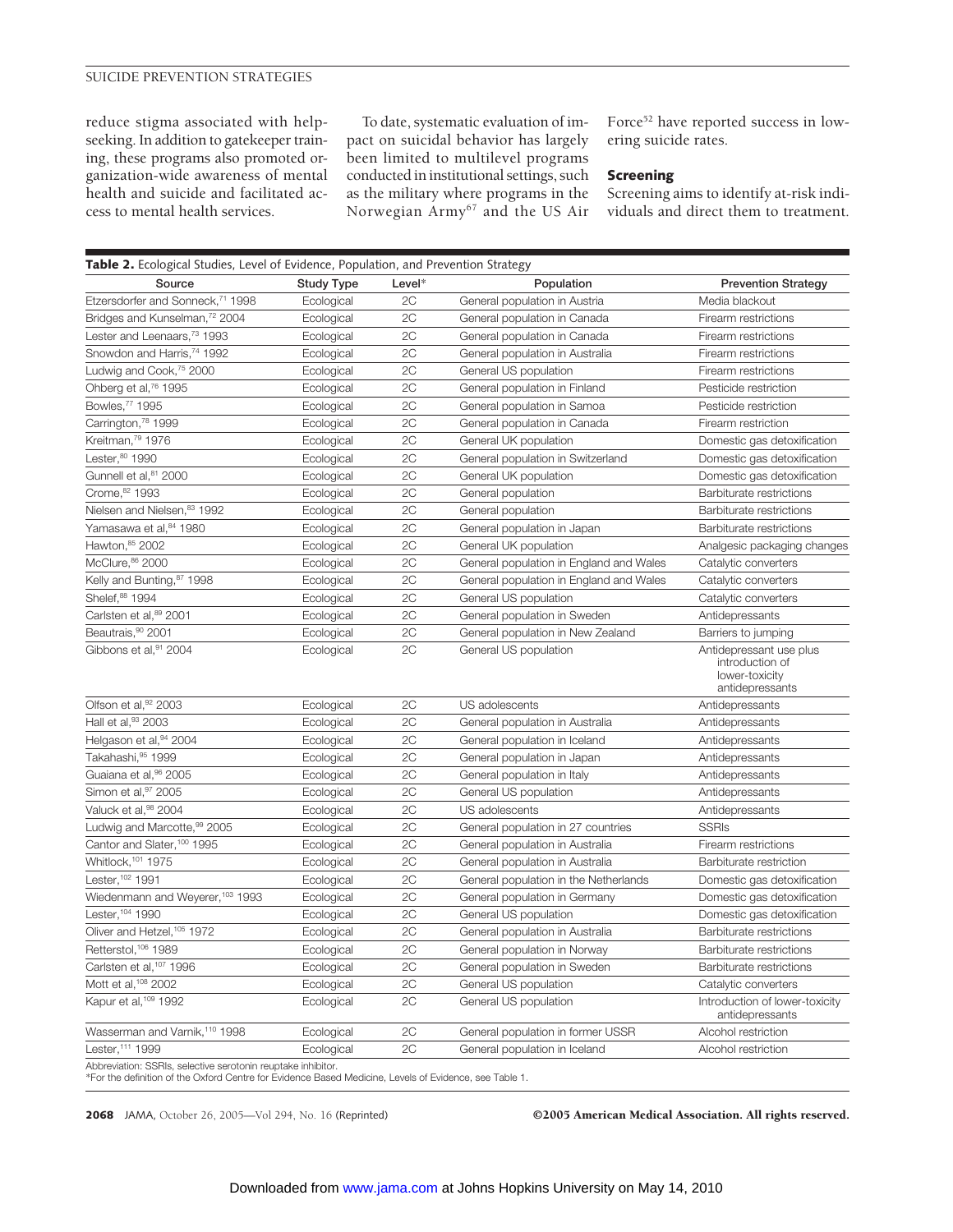reduce stigma associated with help-seeking. In addition to gatekeeper training, these programs also promoted organization-wide awareness of mental health and suicide and facilitated access to mental health services.

To date, systematic evaluation of impact on suicidal behavior has largely been limited to multilevel programs conducted in institutional settings, such as the military where programs in the Norwegian Army[67] and the US Air Force[52] have reported success in lowering suicide rates.

### Screening

Screening aims to identify at-risk individuals and direct them to treatment.

**Table 2.** Ecological Studies, Level of Evidence, Population, and Prevention Strategy

| Source | Study Type | Level* | Population | Prevention Strategy |
|---|---|---|---|---|
| Etzersdorfer and Sonneck,[71] 1998 | Ecological | 2C | General population in Austria | Media blackout |
| Bridges and Kunselman,[72] 2004 | Ecological | 2C | General population in Canada | Firearm restrictions |
| Lester and Leenaars,[73] 1993 | Ecological | 2C | General population in Canada | Firearm restrictions |
| Snowdon and Harris,[74] 1992 | Ecological | 2C | General population in Australia | Firearm restrictions |
| Ludwig and Cook,[75] 2000 | Ecological | 2C | General US population | Firearm restrictions |
| Ohberg et al,[76] 1995 | Ecological | 2C | General population in Finland | Pesticide restriction |
| Bowles,[77] 1995 | Ecological | 2C | General population in Samoa | Pesticide restriction |
| Carrington,[78] 1999 | Ecological | 2C | General population in Canada | Firearm restriction |
| Kreitman,[79] 1976 | Ecological | 2C | General UK population | Domestic gas detoxification |
| Lester,[80] 1990 | Ecological | 2C | General population in Switzerland | Domestic gas detoxification |
| Gunnell et al,[81] 2000 | Ecological | 2C | General UK population | Domestic gas detoxification |
| Crome,[82] 1993 | Ecological | 2C | General population | Barbiturate restrictions |
| Nielsen and Nielsen,[83] 1992 | Ecological | 2C | General population | Barbiturate restrictions |
| Yamasawa et al,[84] 1980 | Ecological | 2C | General population in Japan | Barbiturate restrictions |
| Hawton,[85] 2002 | Ecological | 2C | General UK population | Analgesic packaging changes |
| McClure,[86] 2000 | Ecological | 2C | General population in England and Wales | Catalytic converters |
| Kelly and Bunting,[87] 1998 | Ecological | 2C | General population in England and Wales | Catalytic converters |
| Shelef,[88] 1994 | Ecological | 2C | General US population | Catalytic converters |
| Carlsten et al,[89] 2001 | Ecological | 2C | General population in Sweden | Antidepressants |
| Beautrais,[90] 2001 | Ecological | 2C | General population in New Zealand | Barriers to jumping |
| Gibbons et al,[91] 2004 | Ecological | 2C | General US population | Antidepressant use plus introduction of lower-toxicity antidepressants |
| Olfson et al,[92] 2003 | Ecological | 2C | US adolescents | Antidepressants |
| Hall et al,[93] 2003 | Ecological | 2C | General population in Australia | Antidepressants |
| Helgason et al,[94] 2004 | Ecological | 2C | General population in Iceland | Antidepressants |
| Takahashi,[95] 1999 | Ecological | 2C | General population in Japan | Antidepressants |
| Guaiana et al,[96] 2005 | Ecological | 2C | General population in Italy | Antidepressants |
| Simon et al,[97] 2005 | Ecological | 2C | General US population | Antidepressants |
| Valuck et al,[98] 2004 | Ecological | 2C | US adolescents | Antidepressants |
| Ludwig and Marcotte,[99] 2005 | Ecological | 2C | General population in 27 countries | SSRIs |
| Cantor and Slater,[100] 1995 | Ecological | 2C | General population in Australia | Firearm restrictions |
| Whitlock,[101] 1975 | Ecological | 2C | General population in Australia | Barbiturate restriction |
| Lester,[102] 1991 | Ecological | 2C | General population in the Netherlands | Domestic gas detoxification |
| Wiedenmann and Weyerer,[103] 1993 | Ecological | 2C | General population in Germany | Domestic gas detoxification |
| Lester,[104] 1990 | Ecological | 2C | General US population | Domestic gas detoxification |
| Oliver and Hetzel,[105] 1972 | Ecological | 2C | General population in Australia | Barbiturate restrictions |
| Retterstol,[106] 1989 | Ecological | 2C | General population in Norway | Barbiturate restrictions |
| Carlsten et al,[107] 1996 | Ecological | 2C | General population in Sweden | Barbiturate restrictions |
| Mott et al,[108] 2002 | Ecological | 2C | General US population | Catalytic converters |
| Kapur et al,[109] 1992 | Ecological | 2C | General US population | Introduction of lower-toxicity antidepressants |
| Wasserman and Varnik,[110] 1998 | Ecological | 2C | General population in former USSR | Alcohol restriction |
| Lester,[111] 1999 | Ecological | 2C | General population in Iceland | Alcohol restriction |

Abbreviation: SSRIs, selective serotonin reuptake inhibitor.
*For the definition of the Oxford Centre for Evidence Based Medicine, Levels of Evidence, see Table 1.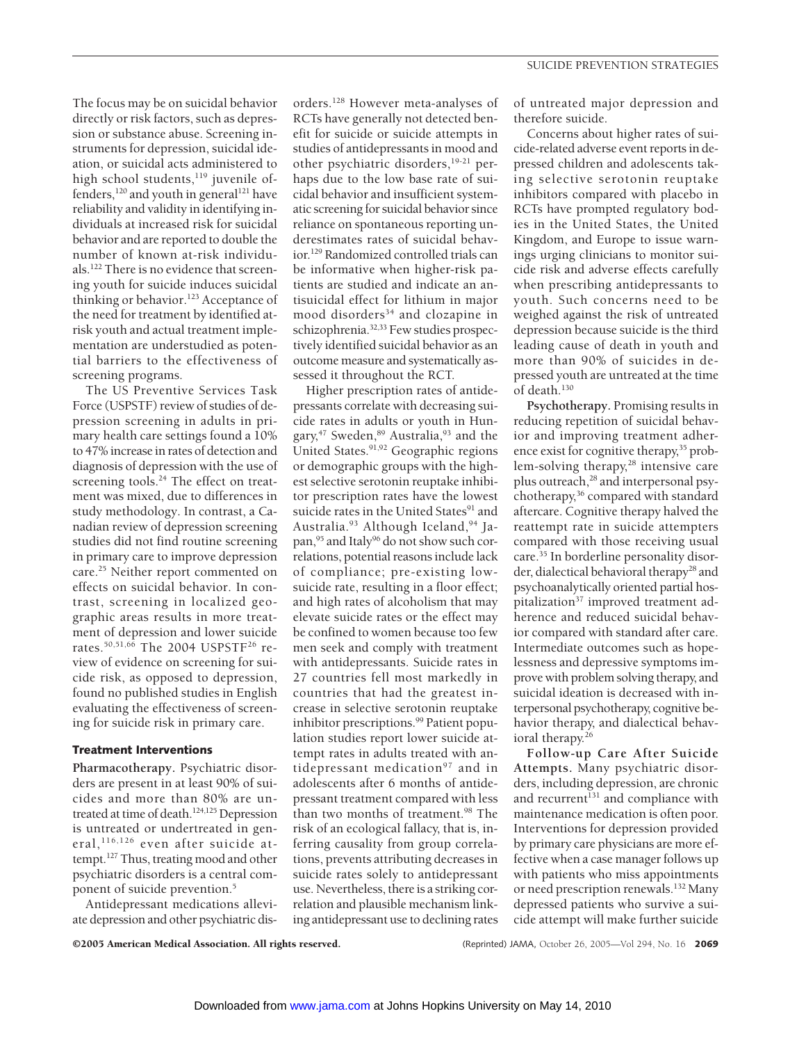The focus may be on suicidal behavior directly or risk factors, such as depression or substance abuse. Screening instruments for depression, suicidal ideation, or suicidal acts administered to high school students,[119] juvenile offenders,[120] and youth in general[121] have reliability and validity in identifying individuals at increased risk for suicidal behavior and are reported to double the number of known at-risk individuals.[122] There is no evidence that screening youth for suicide induces suicidal thinking or behavior.[123] Acceptance of the need for treatment by identified at-risk youth and actual treatment implementation are understudied as potential barriers to the effectiveness of screening programs.

The US Preventive Services Task Force (USPSTF) review of studies of depression screening in adults in primary health care settings found a 10% to 47% increase in rates of detection and diagnosis of depression with the use of screening tools.[24] The effect on treatment was mixed, due to differences in study methodology. In contrast, a Canadian review of depression screening studies did not find routine screening in primary care to improve depression care.[25] Neither report commented on effects on suicidal behavior. In contrast, screening in localized geographic areas results in more treatment of depression and lower suicide rates.[30,51,66] The 2004 USPSTF[26] review of evidence on screening for suicide risk, as opposed to depression, found no published studies in English evaluating the effectiveness of screening for suicide risk in primary care.

### Treatment Interventions

**Pharmacotherapy.** Psychiatric disorders are present in at least 90% of suicides and more than 80% are untreated at time of death.[124,125] Depression is untreated or undertreated in general,[116,126] even after suicide attempt.[127] Thus, treating mood and other psychiatric disorders is a central component of suicide prevention.[5]

Antidepressant medications alleviate depression and other psychiatric disorders.[128] However meta-analyses of RCTs have generally not detected benefit for suicide or suicide attempts in studies of antidepressants in mood and other psychiatric disorders,[19-21] perhaps due to the low base rate of suicidal behavior and insufficient systematic screening for suicidal behavior since reliance on spontaneous reporting underestimates rates of suicidal behavior.[129] Randomized controlled trials can be informative when higher-risk patients are studied and indicate an antisuicidal effect for lithium in major mood disorders[34] and clozapine in schizophrenia.[32,33] Few studies prospectively identified suicidal behavior as an outcome measure and systematically assessed it throughout the RCT.

Higher prescription rates of antidepressants correlate with decreasing suicide rates in adults or youth in Hungary,[47] Sweden,[89] Australia,[93] and the United States.[91,92] Geographic regions or demographic groups with the highest selective serotonin reuptake inhibitor prescription rates have the lowest suicide rates in the United States[91] and Australia.[93] Although Iceland,[94] Japan,[95] and Italy[96] do not show such correlations, potential reasons include lack of compliance; pre-existing low-suicide rate, resulting in a floor effect; and high rates of alcoholism that may elevate suicide rates or the effect may be confined to women because too few men seek and comply with treatment with antidepressants. Suicide rates in 27 countries fell most markedly in countries that had the greatest increase in selective serotonin reuptake inhibitor prescriptions.[99] Patient population studies report lower suicide attempt rates in adults treated with antidepressant medication[97] and in adolescents after 6 months of antidepressant treatment compared with less than two months of treatment.[98] The risk of an ecological fallacy, that is, inferring causality from group correlations, prevents attributing decreases in suicide rates solely to antidepressant use. Nevertheless, there is a striking correlation and plausible mechanism linking antidepressant use to declining rates of untreated major depression and therefore suicide.

Concerns about higher rates of suicide-related adverse event reports in depressed children and adolescents taking selective serotonin reuptake inhibitors compared with placebo in RCTs have prompted regulatory bodies in the United States, the United Kingdom, and Europe to issue warnings urging clinicians to monitor suicide risk and adverse effects carefully when prescribing antidepressants to youth. Such concerns need to be weighed against the risk of untreated depression because suicide is the third leading cause of death in youth and more than 90% of suicides in depressed youth are untreated at the time of death.[130]

**Psychotherapy.** Promising results in reducing repetition of suicidal behavior and improving treatment adherence exist for cognitive therapy,[35] problem-solving therapy,[28] intensive care plus outreach,[28] and interpersonal psychotherapy,[36] compared with standard aftercare. Cognitive therapy halved the reattempt rate in suicide attempters compared with those receiving usual care.[35] In borderline personality disorder, dialectical behavioral therapy[28] and psychoanalytically oriented partial hospitalization[37] improved treatment adherence and reduced suicidal behavior compared with standard after care. Intermediate outcomes such as hopelessness and depressive symptoms improve with problem solving therapy, and suicidal ideation is decreased with interpersonal psychotherapy, cognitive behavior therapy, and dialectical behavioral therapy.[26]

**Follow-up Care After Suicide Attempts.** Many psychiatric disorders, including depression, are chronic and recurrent[131] and compliance with maintenance medication is often poor. Interventions for depression provided by primary care physicians are more effective when a case manager follows up with patients who miss appointments or need prescription renewals.[132] Many depressed patients who survive a suicide attempt will make further suicide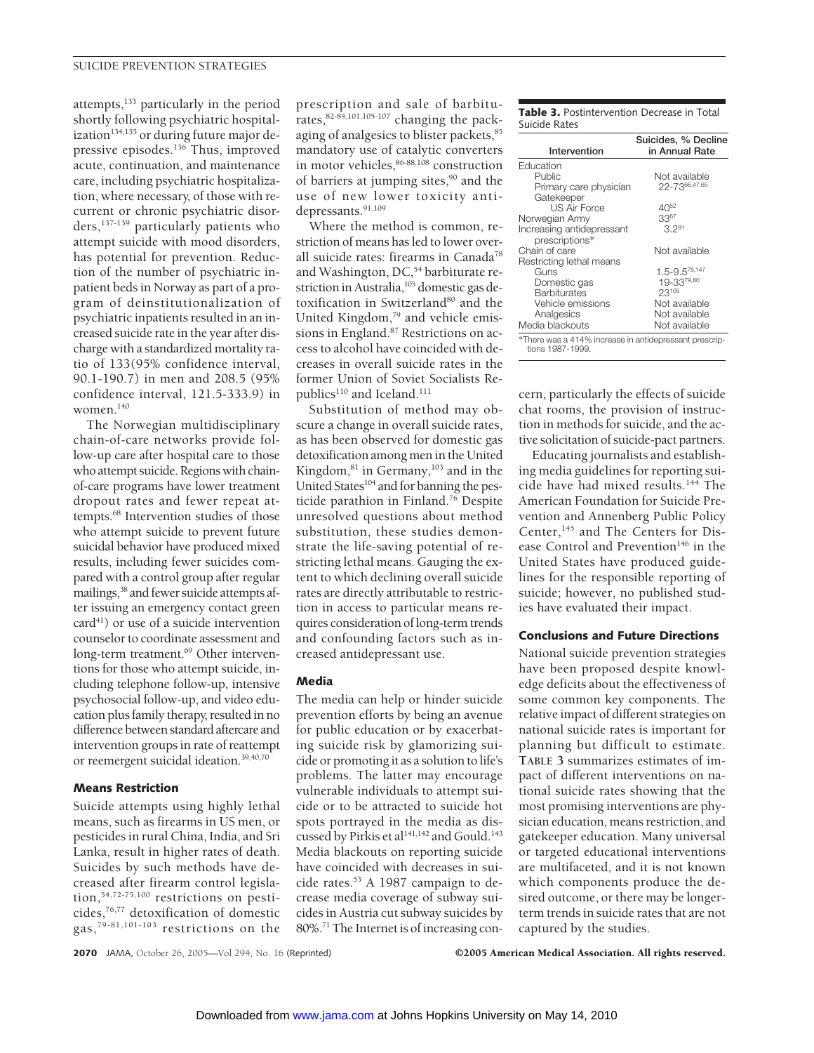attempts,[133] particularly in the period shortly following psychiatric hospitalization[134,135] or during future major depressive episodes.[136] Thus, improved acute, continuation, and maintenance care, including psychiatric hospitalization, where necessary, of those with recurrent or chronic psychiatric disorders,[137-139] particularly patients who attempt suicide with mood disorders, has potential for prevention. Reduction of the number of psychiatric inpatient beds in Norway as part of a program of deinstitutionalization of psychiatric inpatients resulted in an increased suicide rate in the year after discharge with a standardized mortality ratio of 133(95% confidence interval, 90.1-190.7) in men and 208.5 (95% confidence interval, 121.5-333.9) in women.[140]

The Norwegian multidisciplinary chain-of-care networks provide follow-up care after hospital care to those who attempt suicide. Regions with chain-of-care programs have lower treatment dropout rates and fewer repeat attempts.[68] Intervention studies of those who attempt suicide to prevent future suicidal behavior have produced mixed results, including fewer suicides compared with a control group after regular mailings,[38] and fewer suicide attempts after issuing an emergency contact green card[41]) or use of a suicide intervention counselor to coordinate assessment and long-term treatment.[69] Other interventions for those who attempt suicide, including telephone follow-up, intensive psychosocial follow-up, and video education plus family therapy, resulted in no difference between standard aftercare and intervention groups in rate of reattempt or reemergent suicidal ideation.[39,40,70]

### Means Restriction

Suicide attempts using highly lethal means, such as firearms in US men, or pesticides in rural China, India, and Sri Lanka, result in higher rates of death. Suicides by such methods have decreased after firearm control legislation,[54,72-75,100] restrictions on pesticides,[76,77] detoxification of domestic gas,[79-81,101-103] restrictions on the prescription and sale of barbiturates,[82-84,101,105-107] changing the packaging of analgesics to blister packets,[85] mandatory use of catalytic converters in motor vehicles,[86-88,108] construction of barriers at jumping sites,[90] and the use of new lower toxicity antidepressants.[91,109]

Where the method is common, restriction of means has led to lower overall suicide rates: firearms in Canada[78] and Washington, DC,[54] barbiturate restriction in Australia,[105] domestic gas detoxification in Switzerland[80] and the United Kingdom,[79] and vehicle emissions in England.[87] Restrictions on access to alcohol have coincided with decreases in overall suicide rates in the former Union of Soviet Socialists Republics[110] and Iceland.[111]

Substitution of method may obscure a change in overall suicide rates, as has been observed for domestic gas detoxification among men in the United Kingdom,[81] in Germany,[103] and in the United States[104] and for banning the pesticide parathion in Finland.[76] Despite unresolved questions about method substitution, these studies demonstrate the life-saving potential of restricting lethal means. Gauging the extent to which declining overall suicide rates are directly attributable to restriction in access to particular means requires consideration of long-term trends and confounding factors such as increased antidepressant use.

### Media

The media can help or hinder suicide prevention efforts by being an avenue for public education or by exacerbating suicide risk by glamorizing suicide or promoting it as a solution to life's problems. The latter may encourage vulnerable individuals to attempt suicide or to be attracted to suicide hot spots portrayed in the media as discussed by Pirkis et al[141,142] and Gould.[143] Media blackouts on reporting suicide have coincided with decreases in suicide rates.[53] A 1987 campaign to decrease media coverage of subway suicides in Austria cut subway suicides by 80%.[71] The Internet is of increasing concern, particularly the effects of suicide chat rooms, the provision of instruction in methods for suicide, and the active solicitation of suicide-pact partners.

**Table 3.** Postintervention Decrease in Total Suicide Rates

| Intervention | Suicides, % Decline in Annual Rate |
|---|---|
| Education | |
| Public | Not available |
| Primary care physician | 22-73[66,47,65] |
| Gatekeeper | |
| US Air Force | 40[52] |
| Norwegian Army | 33[67] |
| Increasing antidepressant prescriptions* | 3.2[91] |
| Chain of care | Not available |
| Restricting lethal means | |
| Guns | 1.5-9.5[78,147] |
| Domestic gas | 19-33[79,80] |
| Barbiturates | 23[105] |
| Vehicle emissions | Not available |
| Analgesics | Not available |
| Media blackouts | Not available |

*There was a 414% increase in antidepressant prescriptions 1987-1999.

Educating journalists and establishing media guidelines for reporting suicide have had mixed results.[144] The American Foundation for Suicide Prevention and Annenberg Public Policy Center,[145] and The Centers for Disease Control and Prevention[146] in the United States have produced guidelines for the responsible reporting of suicide; however, no published studies have evaluated their impact.

### Conclusions and Future Directions

National suicide prevention strategies have been proposed despite knowledge deficits about the effectiveness of some common key components. The relative impact of different strategies on national suicide rates is important for planning but difficult to estimate. **TABLE 3** summarizes estimates of impact of different interventions on national suicide rates showing that the most promising interventions are physician education, means restriction, and gatekeeper education. Many universal or targeted educational interventions are multifaceted, and it is not known which components produce the desired outcome, or there may be longer-term trends in suicide rates that are not captured by the studies.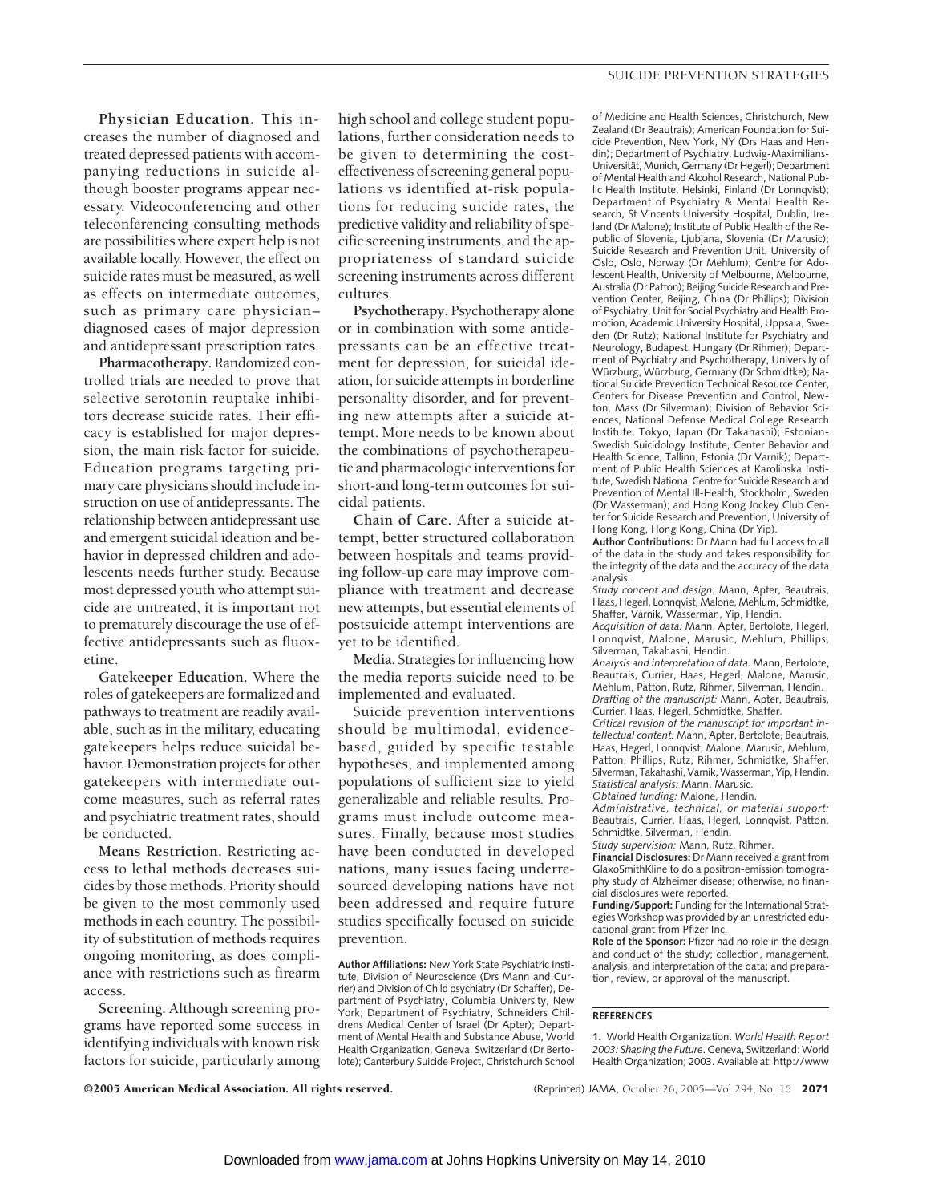**Physician Education.** This increases the number of diagnosed and treated depressed patients with accompanying reductions in suicide although booster programs appear necessary. Videoconferencing and other teleconferencing consulting methods are possibilities where expert help is not available locally. However, the effect on suicide rates must be measured, as well as effects on intermediate outcomes, such as primary care physician–diagnosed cases of major depression and antidepressant prescription rates.

**Pharmacotherapy.** Randomized controlled trials are needed to prove that selective serotonin reuptake inhibitors decrease suicide rates. Their efficacy is established for major depression, the main risk factor for suicide. Education programs targeting primary care physicians should include instruction on use of antidepressants. The relationship between antidepressant use and emergent suicidal ideation and behavior in depressed children and adolescents needs further study. Because most depressed youth who attempt suicide are untreated, it is important not to prematurely discourage the use of effective antidepressants such as fluoxetine.

**Gatekeeper Education.** Where the roles of gatekeepers are formalized and pathways to treatment are readily available, such as in the military, educating gatekeepers helps reduce suicidal behavior. Demonstration projects for other gatekeepers with intermediate outcome measures, such as referral rates and psychiatric treatment rates, should be conducted.

**Means Restriction.** Restricting access to lethal methods decreases suicides by those methods. Priority should be given to the most commonly used methods in each country. The possibility of substitution of methods requires ongoing monitoring, as does compliance with restrictions such as firearm access.

**Screening.** Although screening programs have reported some success in identifying individuals with known risk factors for suicide, particularly among high school and college student populations, further consideration needs to be given to determining the cost-effectiveness of screening general populations vs identified at-risk populations for reducing suicide rates, the predictive validity and reliability of specific screening instruments, and the appropriateness of standard suicide screening instruments across different cultures.

**Psychotherapy.** Psychotherapy alone or in combination with some antidepressants can be an effective treatment for depression, for suicidal ideation, for suicide attempts in borderline personality disorder, and for preventing new attempts after a suicide attempt. More needs to be known about the combinations of psychotherapeutic and pharmacologic interventions for short-and long-term outcomes for suicidal patients.

**Chain of Care.** After a suicide attempt, better structured collaboration between hospitals and teams providing follow-up care may improve compliance with treatment and decrease new attempts, but essential elements of postsuicide attempt interventions are yet to be identified.

**Media.** Strategies for influencing how the media reports suicide need to be implemented and evaluated.

Suicide prevention interventions should be multimodal, evidence-based, guided by specific testable hypotheses, and implemented among populations of sufficient size to yield generalizable and reliable results. Programs must include outcome measures. Finally, because most studies have been conducted in developed nations, many issues facing underresourced developing nations have not been addressed and require future studies specifically focused on suicide prevention.

**Author Affiliations:** New York State Psychiatric Institute, Division of Neuroscience (Drs Mann and Currier) and Division of Child psychiatry (Dr Schaffer), Department of Psychiatry, Columbia University, New York; Department of Psychiatry, Schneiders Childrens Medical Center of Israel (Dr Apter); Department of Mental Health and Substance Abuse, World Health Organization, Geneva, Switzerland (Dr Bertolote); Canterbury Suicide Project, Christchurch School of Medicine and Health Sciences, Christchurch, New Zealand (Dr Beautrais); American Foundation for Suicide Prevention, New York, NY (Drs Haas and Hendin); Department of Psychiatry, Ludwig-Maximilians-Universität, Munich, Germany (Dr Hegerl); Department of Mental Health and Alcohol Research, National Public Health Institute, Helsinki, Finland (Dr Lonnqvist); Department of Psychiatry & Mental Health Research, St Vincents University Hospital, Dublin, Ireland (Dr Malone); Institute of Public Health of the Republic of Slovenia, Ljubjana, Slovenia (Dr Marusic); Suicide Research and Prevention Unit, University of Oslo, Oslo, Norway (Dr Mehlum); Centre for Adolescent Health, University of Melbourne, Melbourne, Australia (Dr Patton); Beijing Suicide Research and Prevention Center, Beijing, China (Dr Phillips); Division of Psychiatry, Unit for Social Psychiatry and Health Promotion, Academic University Hospital, Uppsala, Sweden (Dr Rutz); National Institute for Psychiatry and Neurology, Budapest, Hungary (Dr Rihmer); Department of Psychiatry and Psychotherapy, University of Würzburg, Würzburg, Germany (Dr Schmidtke); National Suicide Prevention Technical Resource Center, Centers for Disease Prevention and Control, Newton, Mass (Dr Silverman); Division of Behavior Sciences, National Defense Medical College Research Institute, Tokyo, Japan (Dr Takahashi); Estonian-Swedish Suicidology Institute, Center Behavior and Health Science, Tallinn, Estonia (Dr Varnik); Department of Public Health Sciences at Karolinska Institute, Swedish National Centre for Suicide Research and Prevention of Mental Ill-Health, Stockholm, Sweden (Dr Wasserman); and Hong Kong Jockey Club Center for Suicide Research and Prevention, University of Hong Kong, Hong Kong, China (Dr Yip).

**Author Contributions:** Dr Mann had full access to all of the data in the study and takes responsibility for the integrity of the data and the accuracy of the data analysis.

*Study concept and design:* Mann, Apter, Beautrais, Haas, Hegerl, Lonnqvist, Malone, Mehlum, Schmidtke, Shaffer, Varnik, Wasserman, Yip, Hendin.

*Acquisition of data:* Mann, Apter, Bertolote, Hegerl, Lonnqvist, Malone, Marusic, Mehlum, Phillips, Silverman, Takahashi, Hendin.

*Analysis and interpretation of data:* Mann, Bertolote, Beautrais, Currier, Haas, Hegerl, Malone, Marusic, Mehlum, Patton, Rutz, Rihmer, Silverman, Hendin.

*Drafting of the manuscript:* Mann, Apter, Beautrais, Currier, Haas, Hegerl, Schmidtke, Shaffer.

*Critical revision of the manuscript for important intellectual content:* Mann, Apter, Bertolote, Beautrais, Haas, Hegerl, Lonnqvist, Malone, Marusic, Mehlum, Patton, Phillips, Rutz, Rihmer, Schmidtke, Shaffer, Silverman, Takahashi, Varnik, Wasserman, Yip, Hendin.

*Statistical analysis:* Mann, Marusic.

*Obtained funding:* Malone, Hendin.

*Administrative, technical, or material support:* Beautrais, Currier, Haas, Hegerl, Lonnqvist, Patton, Schmidtke, Silverman, Hendin.

*Study supervision:* Mann, Rutz, Rihmer.

**Financial Disclosures:** Dr Mann received a grant from GlaxoSmithKline to do a positron-emission tomography study of Alzheimer disease; otherwise, no financial disclosures were reported.

**Funding/Support:** Funding for the International Strategies Workshop was provided by an unrestricted educational grant from Pfizer Inc.

**Role of the Sponsor:** Pfizer had no role in the design and conduct of the study; collection, management, analysis, and interpretation of the data; and preparation, review, or approval of the manuscript.

## REFERENCES

1. World Health Organization. *World Health Report 2003: Shaping the Future*. Geneva, Switzerland: World Health Organization; 2003. Available at: http://www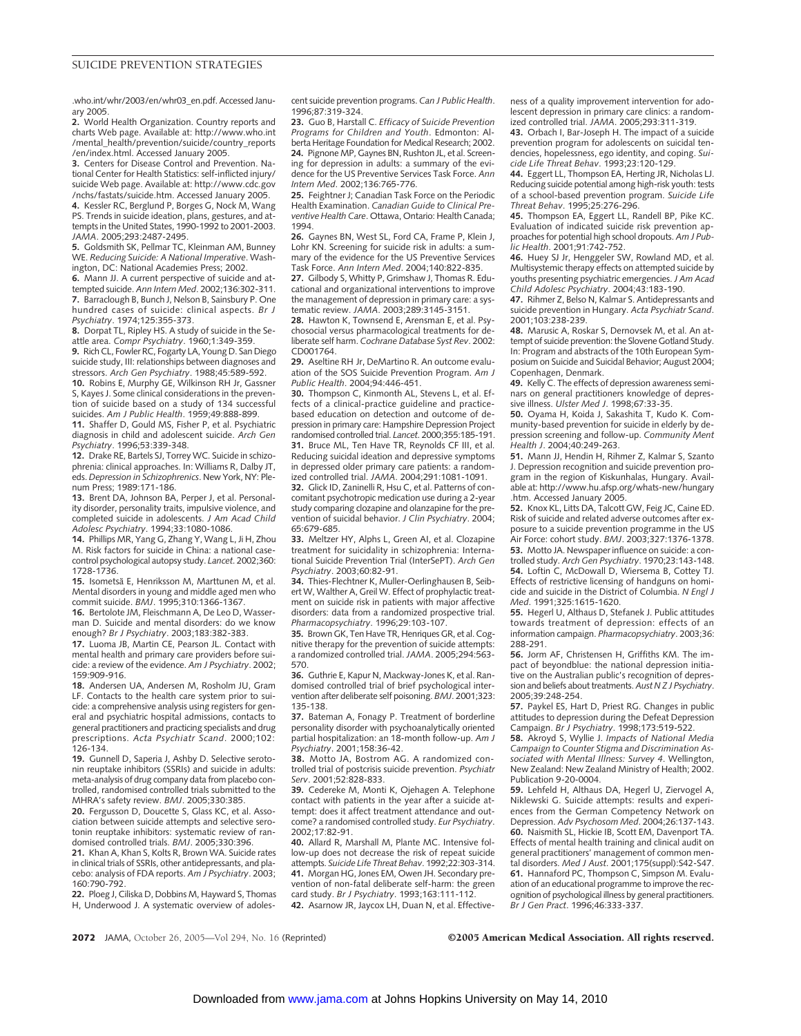.who.int/whr/2003/en/whr03_en.pdf. Accessed January 2005.

**2.** World Health Organization. Country reports and charts Web page. Available at: http://www.who.int/mental_health/prevention/suicide/country_reports/en/index.html. Accessed January 2005.

**3.** Centers for Disease Control and Prevention. National Center for Health Statistics: self-inflicted injury/suicide Web page. Available at: http://www.cdc.gov/nchs/fastats/suicide.htm. Accessed January 2005.

**4.** Kessler RC, Berglund P, Borges G, Nock M, Wang PS. Trends in suicide ideation, plans, gestures, and attempts in the United States, 1990-1992 to 2001-2003. *JAMA*. 2005;293:2487-2495.

**5.** Goldsmith SK, Pellmar TC, Kleinman AM, Bunney WE. *Reducing Suicide: A National Imperative*. Washington, DC: National Academies Press; 2002.

**6.** Mann JJ. A current perspective of suicide and attempted suicide. *Ann Intern Med*. 2002;136:302-311.

**7.** Barraclough B, Bunch J, Nelson B, Sainsbury P. One hundred cases of suicide: clinical aspects. *Br J Psychiatry*. 1974;125:355-373.

**8.** Dorpat TL, Ripley HS. A study of suicide in the Seattle area. *Compr Psychiatry*. 1960;1:349-359.

**9.** Rich CL, Fowler RC, Fogarty LA, Young D. San Diego suicide study, III: relationships between diagnoses and stressors. *Arch Gen Psychiatry*. 1988;45:589-592.

**10.** Robins E, Murphy GE, Wilkinson RH Jr, Gassner S, Kayes J. Some clinical considerations in the prevention of suicide based on a study of 134 successful suicides. *Am J Public Health*. 1959;49:888-899.

**11.** Shaffer D, Gould MS, Fisher P, et al. Psychiatric diagnosis in child and adolescent suicide. *Arch Gen Psychiatry*. 1996;53:339-348.

**12.** Drake RE, Bartels SJ, Torrey WC. Suicide in schizophrenia: clinical approaches. In: Williams R, Dalby JT, eds. *Depression in Schizophrenics*. New York, NY: Plenum Press; 1989:171-186.

**13.** Brent DA, Johnson BA, Perper J, et al. Personality disorder, personality traits, impulsive violence, and completed suicide in adolescents. *J Am Acad Child Adolesc Psychiatry*. 1994;33:1080-1086.

**14.** Phillips MR, Yang G, Zhang Y, Wang L, Ji H, Zhou M. Risk factors for suicide in China: a national case-control psychological autopsy study. *Lancet*. 2002;360:1728-1736.

**15.** Isometsä E, Henriksson M, Marttunen M, et al. Mental disorders in young and middle aged men who commit suicide. *BMJ*. 1995;310:1366-1367.

**16.** Bertolote JM, Fleischmann A, De Leo D, Wasserman D. Suicide and mental disorders: do we know enough? *Br J Psychiatry*. 2003;183:382-383.

**17.** Luoma JB, Martin CE, Pearson JL. Contact with mental health and primary care providers before suicide: a review of the evidence. *Am J Psychiatry*. 2002;159:909-916.

**18.** Andersen UA, Andersen M, Rosholm JU, Gram LF. Contacts to the health care system prior to suicide: a comprehensive analysis using registers for general and psychiatric hospital admissions, contacts to general practitioners and practicing specialists and drug prescriptions. *Acta Psychiatr Scand*. 2000;102:126-134.

**19.** Gunnell D, Saperia J, Ashby D. Selective serotonin reuptake inhibitors (SSRIs) and suicide in adults: meta-analysis of drug company data from placebo controlled, randomised controlled trials submitted to the MHRA's safety review. *BMJ*. 2005;330:385.

**20.** Fergusson D, Doucette S, Glass KC, et al. Association between suicide attempts and selective serotonin reuptake inhibitors: systematic review of randomised controlled trials. *BMJ*. 2005;330:396.

**21.** Khan A, Khan S, Kolts R, Brown WA. Suicide rates in clinical trials of SSRIs, other antidepressants, and placebo: analysis of FDA reports. *Am J Psychiatry*. 2003;160:790-792.

**22.** Ploeg J, Ciliska D, Dobbins M, Hayward S, Thomas H, Underwood J. A systematic overview of adolescent suicide prevention programs. *Can J Public Health*. 1996;87:319-324.

**23.** Guo B, Harstall C. *Efficacy of Suicide Prevention Programs for Children and Youth*. Edmonton: Alberta Heritage Foundation for Medical Research; 2002.

**24.** Pignone MP, Gaynes BN, Rushton JL, et al. Screening for depression in adults: a summary of the evidence for the US Preventive Services Task Force. *Ann Intern Med*. 2002;136:765-776.

**25.** Feightner J; Canadian Task Force on the Periodic Health Examination. *Canadian Guide to Clinical Preventive Health Care*. Ottawa, Ontario: Health Canada; 1994.

**26.** Gaynes BN, West SL, Ford CA, Frame P, Klein J, Lohr KN. Screening for suicide risk in adults: a summary of the evidence for the US Preventive Services Task Force. *Ann Intern Med*. 2004;140:822-835.

**27.** Gilbody S, Whitty P, Grimshaw J, Thomas R. Educational and organizational interventions to improve the management of depression in primary care: a systematic review. *JAMA*. 2003;289:3145-3151.

**28.** Hawton K, Townsend E, Arensman E, et al. Psychosocial versus pharmacological treatments for deliberate self harm. *Cochrane Database Syst Rev*. 2002: CD001764.

**29.** Aseltine RH Jr, DeMartino R. An outcome evaluation of the SOS Suicide Prevention Program. *Am J Public Health*. 2004;94:446-451.

**30.** Thompson C, Kinmonth AL, Stevens L, et al. Effects of a clinical-practice guideline and practice-based education on detection and outcome of depression in primary care: Hampshire Depression Project randomised controlled trial. *Lancet*. 2000;355:185-191.

**31.** Bruce ML, Ten Have TR, Reynolds CF III, et al. Reducing suicidal ideation and depressive symptoms in depressed older primary care patients: a randomized controlled trial. *JAMA*. 2004;291:1081-1091.

**32.** Glick ID, Zaninelli R, Hsu C, et al. Patterns of concomitant psychotropic medication use during a 2-year study comparing clozapine and olanzapine for the prevention of suicidal behavior. *J Clin Psychiatry*. 2004;65:679-685.

**33.** Meltzer HY, Alphs L, Green AI, et al. Clozapine treatment for suicidality in schizophrenia: International Suicide Prevention Trial (InterSePT). *Arch Gen Psychiatry*. 2003;60:82-91.

**34.** Thies-Flechtner K, Muller-Oerlinghausen B, Seibert W, Walther A, Greil W. Effect of prophylactic treatment on suicide risk in patients with major affective disorders: data from a randomized prospective trial. *Pharmacopsychiatry*. 1996;29:103-107.

**35.** Brown GK, Ten Have TR, Henriques GR, et al. Cognitive therapy for the prevention of suicide attempts: a randomized controlled trial. *JAMA*. 2005;294:563-570.

**36.** Guthrie E, Kapur N, Mackway-Jones K, et al. Randomised controlled trial of brief psychological intervention after deliberate self poisoning. *BMJ*. 2001;323:135-138.

**37.** Bateman A, Fonagy P. Treatment of borderline personality disorder with psychoanalytically oriented partial hospitalization: an 18-month follow-up. *Am J Psychiatry*. 2001;158:36-42.

**38.** Motto JA, Bostrom AG. A randomized controlled trial of postcrisis suicide prevention. *Psychiatr Serv*. 2001;52:828-833.

**39.** Cedereke M, Monti K, Ojehagen A. Telephone contact with patients in the year after a suicide attempt: does it affect treatment attendance and outcome? a randomised controlled study. *Eur Psychiatry*. 2002;17:82-91.

**40.** Allard R, Marshall M, Plante MC. Intensive follow-up does not decrease the risk of repeat suicide attempts. *Suicide Life Threat Behav*. 1992;22:303-314.

**41.** Morgan HG, Jones EM, Owen JH. Secondary prevention of non-fatal deliberate self-harm: the green card study. *Br J Psychiatry*. 1993;163:111-112.

**42.** Asarnow JR, Jaycox LH, Duan N, et al. Effectiveness of a quality improvement intervention for adolescent depression in primary care clinics: a randomized controlled trial. *JAMA*. 2005;293:311-319.

**43.** Orbach I, Bar-Joseph H. The impact of a suicide prevention program for adolescents on suicidal tendencies, hopelessness, ego identity, and coping. *Suicide Life Threat Behav*. 1993;23:120-129.

**44.** Eggert LL, Thompson EA, Herting JR, Nicholas LJ. Reducing suicide potential among high-risk youth: tests of a school-based prevention program. *Suicide Life Threat Behav*. 1995;25:276-296.

**45.** Thompson EA, Eggert LL, Randell BP, Pike KC. Evaluation of indicated suicide risk prevention approaches for potential high school dropouts. *Am J Public Health*. 2001;91:742-752.

**46.** Huey SJ Jr, Henggeler SW, Rowland MD, et al. Multisystemic therapy effects on attempted suicide by youths presenting psychiatric emergencies. *J Am Acad Child Adolesc Psychiatry*. 2004;43:183-190.

**47.** Rihmer Z, Belso N, Kalmar S. Antidepressants and suicide prevention in Hungary. *Acta Psychiatr Scand*. 2001;103:238-239.

**48.** Marusic A, Roskar S, Dernovsek M, et al. An attempt of suicide prevention: the Slovene Gotland Study. In: Program and abstracts of the 10th European Symposium on Suicide and Suicidal Behavior; August 2004; Copenhagen, Denmark.

**49.** Kelly C. The effects of depression awareness seminars on general practitioners knowledge of depressive illness. *Ulster Med J*. 1998;67:33-35.

**50.** Oyama H, Koida J, Sakashita T, Kudo K. Community-based prevention for suicide in elderly by depression screening and follow-up. *Community Ment Health J*. 2004;40:249-263.

**51.** Mann JJ, Hendin H, Rihmer Z, Kalmar S, Szanto J. Depression recognition and suicide prevention program in the region of Kiskunhalas, Hungary. Available at: http://www.hu.afsp.org/whats-new/hungary.htm. Accessed January 2005.

**52.** Knox KL, Litts DA, Talcott GW, Feig JC, Caine ED. Risk of suicide and related adverse outcomes after exposure to a suicide prevention programme in the US Air Force: cohort study. *BMJ*. 2003;327:1376-1378.

**53.** Motto JA. Newspaper influence on suicide: a controlled study. *Arch Gen Psychiatry*. 1970;23:143-148.

**54.** Loftin C, McDowall D, Wiersema B, Cottey TJ. Effects of restrictive licensing of handguns on homicide and suicide in the District of Columbia. *N Engl J Med*. 1991;325:1615-1620.

**55.** Hegerl U, Althaus D, Stefanek J. Public attitudes towards treatment of depression: effects of an information campaign. *Pharmacopsychiatry*. 2003;36:288-291.

**56.** Jorm AF, Christensen H, Griffiths KM. The impact of beyondblue: the national depression initiative on the Australian public's recognition of depression and beliefs about treatments. *Aust N Z J Psychiatry*. 2005;39:248-254.

**57.** Paykel ES, Hart D, Priest RG. Changes in public attitudes to depression during the Defeat Depression Campaign. *Br J Psychiatry*. 1998;173:519-522.

**58.** Akroyd S, Wyllie J. *Impacts of National Media Campaign to Counter Stigma and Discrimination Associated with Mental Illness: Survey 4*. Wellington, New Zealand: New Zealand Ministry of Health; 2002. Publication 9-20-0004.

**59.** Lehfeld H, Althaus DA, Hegerl U, Ziervogel A, Niklewski G. Suicide attempts: results and experiences from the German Competency Network on Depression. *Adv Psychosom Med*. 2004;26:137-143.

**60.** Naismith SL, Hickie IB, Scott EM, Davenport TA. Effects of mental health training and clinical audit on general practitioners' management of common mental disorders. *Med J Aust*. 2001;175(suppl):S42-S47.

**61.** Hannaford PC, Thompson C, Simpson M. Evaluation of an educational programme to improve the recognition of psychological illness by general practitioners. *Br J Gen Pract*. 1996;46:333-337.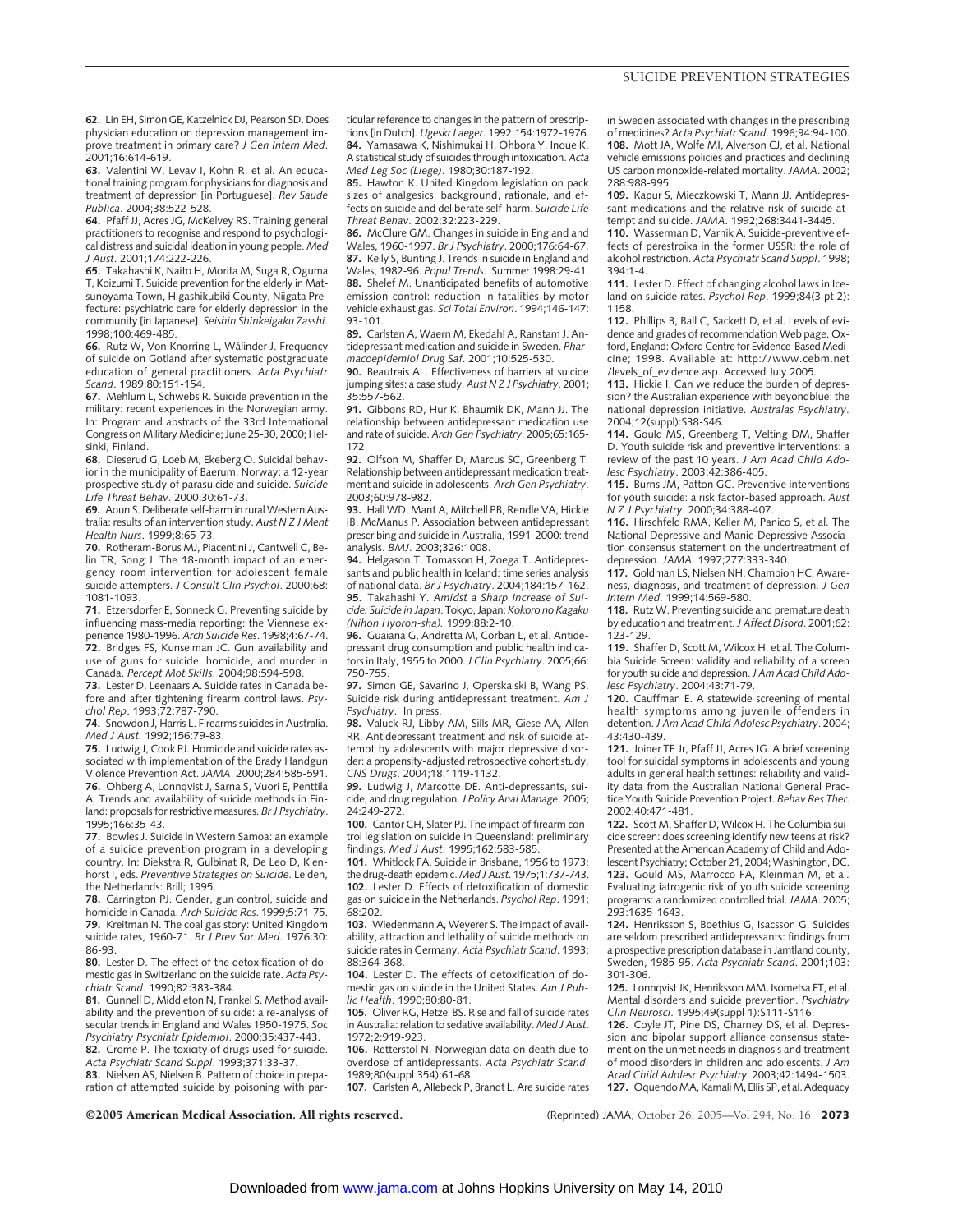**62.** Lin EH, Simon GE, Katzelnick DJ, Pearson SD. Does physician education on depression management improve treatment in primary care? *J Gen Intern Med*. 2001;16:614-619.

**63.** Valentini W, Levav I, Kohn R, et al. An educational training program for physicians for diagnosis and treatment of depression [in Portuguese]. *Rev Saude Publica*. 2004;38:522-528.

**64.** Pfaff JJ, Acres JG, McKelvey RS. Training general practitioners to recognise and respond to psychological distress and suicidal ideation in young people. *Med J Aust*. 2001;174:222-226.

**65.** Takahashi K, Naito H, Morita M, Suga R, Oguma T, Koizumi T. Suicide prevention for the elderly in Matsunoyama Town, Higashikubiki County, Niigata Prefecture: psychiatric care for elderly depression in the community [in Japanese]. *Seishin Shinkeigaku Zasshi*. 1998;100:469-485.

**66.** Rutz W, Von Knorring L, Wålinder J. Frequency of suicide on Gotland after systematic postgraduate education of general practitioners. *Acta Psychiatr Scand*. 1989;80:151-154.

**67.** Mehlum L, Schwebs R. Suicide prevention in the military: recent experiences in the Norwegian army. In: Program and abstracts of the 33rd International Congress on Military Medicine; June 25-30, 2000; Helsinki, Finland.

**68.** Dieserud G, Loeb M, Ekeberg O. Suicidal behavior in the municipality of Baerum, Norway: a 12-year prospective study of parasuicide and suicide. *Suicide Life Threat Behav*. 2000;30:61-73.

**69.** Aoun S. Deliberate self-harm in rural Western Australia: results of an intervention study. *Aust N Z J Ment Health Nurs*. 1999;8:65-73.

**70.** Rotheram-Borus MJ, Piacentini J, Cantwell C, Belin TR, Song J. The 18-month impact of an emergency room intervention for adolescent female suicide attempters. *J Consult Clin Psychol*. 2000;68:1081-1093.

**71.** Etzersdorfer E, Sonneck G. Preventing suicide by influencing mass-media reporting: the Viennese experience 1980-1996. *Arch Suicide Res*. 1998;4:67-74.

**72.** Bridges FS, Kunselman JC. Gun availability and use of guns for suicide, homicide, and murder in Canada. *Percept Mot Skills*. 2004;98:594-598.

**73.** Lester D, Leenaars A. Suicide rates in Canada before and after tightening firearm control laws. *Psychol Rep*. 1993;72:787-790.

**74.** Snowdon J, Harris L. Firearms suicides in Australia. *Med J Aust*. 1992;156:79-83.

**75.** Ludwig J, Cook PJ. Homicide and suicide rates associated with implementation of the Brady Handgun Violence Prevention Act. *JAMA*. 2000;284:585-591.

**76.** Ohberg A, Lonnqvist J, Sarna S, Vuori E, Penttila A. Trends and availability of suicide methods in Finland: proposals for restrictive measures. *Br J Psychiatry*. 1995;166:35-43.

**77.** Bowles J. Suicide in Western Samoa: an example of a suicide prevention program in a developing country. In: Diekstra R, Gulbinat R, De Leo D, Kienhorst I, eds. *Preventive Strategies on Suicide*. Leiden, the Netherlands: Brill; 1995.

**78.** Carrington PJ. Gender, gun control, suicide and homicide in Canada. *Arch Suicide Res*. 1999;5:71-75.

**79.** Kreitman N. The coal gas story: United Kingdom suicide rates, 1960-71. *Br J Prev Soc Med*. 1976;30:86-93.

**80.** Lester D. The effect of the detoxification of domestic gas in Switzerland on the suicide rate. *Acta Psychiatr Scand*. 1990;82:383-384.

**81.** Gunnell D, Middleton N, Frankel S. Method availability and the prevention of suicide: a re-analysis of secular trends in England and Wales 1950-1975. *Soc Psychiatry Psychiatr Epidemiol*. 2000;35:437-443.

**82.** Crome P. The toxicity of drugs used for suicide. *Acta Psychiatr Scand Suppl*. 1993;371:33-37.

**83.** Nielsen AS, Nielsen B. Pattern of choice in preparation of attempted suicide by poisoning with particular reference to changes in the pattern of prescriptions [in Dutch]. *Ugeskr Laeger*. 1992;154:1972-1976.

**84.** Yamasawa K, Nishimukai H, Ohbora Y, Inoue K. A statistical study of suicides through intoxication. *Acta Med Leg Soc (Liege)*. 1980;30:187-192.

**85.** Hawton K. United Kingdom legislation on pack sizes of analgesics: background, rationale, and effects on suicide and deliberate self-harm. *Suicide Life Threat Behav*. 2002;32:223-229.

**86.** McClure GM. Changes in suicide in England and Wales, 1960-1997. *Br J Psychiatry*. 2000;176:64-67.

**87.** Kelly S, Bunting J. Trends in suicide in England and Wales, 1982-96. *Popul Trends*. Summer 1998:29-41.

**88.** Shelef M. Unanticipated benefits of automotive emission control: reduction in fatalities by motor vehicle exhaust gas. *Sci Total Environ*. 1994;146-147:93-101.

**89.** Carlsten A, Waern M, Ekedahl A, Ranstam J. Antidepressant medication and suicide in Sweden. *Pharmacoepidemiol Drug Saf*. 2001;10:525-530.

**90.** Beautrais AL. Effectiveness of barriers at suicide jumping sites: a case study. *Aust N Z J Psychiatry*. 2001;35:557-562.

**91.** Gibbons RD, Hur K, Bhaumik DK, Mann JJ. The relationship between antidepressant medication use and rate of suicide. *Arch Gen Psychiatry*. 2005;65:165-172.

**92.** Olfson M, Shaffer D, Marcus SC, Greenberg T. Relationship between antidepressant medication treatment and suicide in adolescents. *Arch Gen Psychiatry*. 2003;60:978-982.

**93.** Hall WD, Mant A, Mitchell PB, Rendle VA, Hickie IB, McManus P. Association between antidepressant prescribing and suicide in Australia, 1991-2000: trend analysis. *BMJ*. 2003;326:1008.

**94.** Helgason T, Tomasson H, Zoega T. Antidepressants and public health in Iceland: time series analysis of national data. *Br J Psychiatry*. 2004;184:157-162.

**95.** Takahashi Y. *Amidst a Sharp Increase of Suicide: Suicide in Japan*. Tokyo, Japan: *Kokoro no Kagaku (Nihon Hyoron-sha)*. 1999;88:2-10.

**96.** Guaiana G, Andretta M, Corbari L, et al. Antidepressant drug consumption and public health indicators in Italy, 1955 to 2000. *J Clin Psychiatry*. 2005;66:750-755.

**97.** Simon GE, Savarino J, Operskalski B, Wang PS. Suicide risk during antidepressant treatment. *Am J Psychiatry*. In press.

**98.** Valuck RJ, Libby AM, Sills MR, Giese AA, Allen RR. Antidepressant treatment and risk of suicide attempt by adolescents with major depressive disorder: a propensity-adjusted retrospective cohort study. *CNS Drugs*. 2004;18:1119-1132.

**99.** Ludwig J, Marcotte DE. Anti-depressants, suicide, and drug regulation. *J Policy Anal Manage*. 2005;24:249-272.

**100.** Cantor CH, Slater PJ. The impact of firearm control legislation on suicide in Queensland: preliminary findings. *Med J Aust*. 1995;162:583-585.

**101.** Whitlock FA. Suicide in Brisbane, 1956 to 1973: the drug-death epidemic. *Med J Aust*. 1975;1:737-743.

**102.** Lester D. Effects of detoxification of domestic gas on suicide in the Netherlands. *Psychol Rep*. 1991;68:202.

**103.** Wiedenmann A, Weyerer S. The impact of availability, attraction and lethality of suicide methods on suicide rates in Germany. *Acta Psychiatr Scand*. 1993;88:364-368.

**104.** Lester D. The effects of detoxification of domestic gas on suicide in the United States. *Am J Public Health*. 1990;80:80-81.

**105.** Oliver RG, Hetzel BS. Rise and fall of suicide rates in Australia: relation to sedative availability. *Med J Aust*. 1972;2:919-923.

**106.** Retterstol N. Norwegian data on death due to overdose of antidepressants. *Acta Psychiatr Scand*. 1989;80(suppl 354):61-68.

**107.** Carlsten A, Allebeck P, Brandt L. Are suicide rates in Sweden associated with changes in the prescribing of medicines? *Acta Psychiatr Scand*. 1996;94:94-100.

**108.** Mott JA, Wolfe MI, Alverson CJ, et al. National vehicle emissions policies and practices and declining US carbon monoxide-related mortality. *JAMA*. 2002;288:988-995.

**109.** Kapur S, Mieczkowski T, Mann JJ. Antidepressant medications and the relative risk of suicide attempt and suicide. *JAMA*. 1992;268:3441-3445.

**110.** Wasserman D, Varnik A. Suicide-preventive effects of perestroika in the former USSR: the role of alcohol restriction. *Acta Psychiatr Scand Suppl*. 1998;394:1-4.

**111.** Lester D. Effect of changing alcohol laws in Iceland on suicide rates. *Psychol Rep*. 1999;84(3 pt 2):1158.

**112.** Phillips B, Ball C, Sackett D, et al. Levels of evidence and grades of recommendation Web page. Oxford, England: Oxford Centre for Evidence-Based Medicine; 1998. Available at: http://www.cebm.net/levels_of_evidence.asp. Accessed July 2005.

**113.** Hickie I. Can we reduce the burden of depression? the Australian experience with beyondblue: the national depression initiative. *Australas Psychiatry*. 2004;12(suppl):S38-S46.

**114.** Gould MS, Greenberg T, Velting DM, Shaffer D. Youth suicide risk and preventive interventions: a review of the past 10 years. *J Am Acad Child Adolesc Psychiatry*. 2003;42:386-405.

**115.** Burns JM, Patton GC. Preventive interventions for youth suicide: a risk factor-based approach. *Aust N Z J Psychiatry*. 2000;34:388-407.

**116.** Hirschfeld RMA, Keller M, Panico S, et al. The National Depressive and Manic-Depressive Association consensus statement on the undertreatment of depression. *JAMA*. 1997;277:333-340.

**117.** Goldman LS, Nielsen NH, Champion HC. Awareness, diagnosis, and treatment of depression. *J Gen Intern Med*. 1999;14:569-580.

**118.** Rutz W. Preventing suicide and premature death by education and treatment. *J Affect Disord*. 2001;62:123-129.

**119.** Shaffer D, Scott M, Wilcox H, et al. The Columbia Suicide Screen: validity and reliability of a screen for youth suicide and depression. *J Am Acad Child Adolesc Psychiatry*. 2004;43:71-79.

**120.** Cauffman E. A statewide screening of mental health symptoms among juvenile offenders in detention. *J Am Acad Child Adolesc Psychiatry*. 2004;43:430-439.

**121.** Joiner TE Jr, Pfaff JJ, Acres JG. A brief screening tool for suicidal symptoms in adolescents and young adults in general health settings: reliability and validity data from the Australian National General Practice Youth Suicide Prevention Project. *Behav Res Ther*. 2002;40:471-481.

**122.** Scott M, Shaffer D, Wilcox H. The Columbia suicide screen: does screening identify new teens at risk? Presented at the American Academy of Child and Adolescent Psychiatry; October 21, 2004; Washington, DC.

**123.** Gould MS, Marrocco FA, Kleinman M, et al. Evaluating iatrogenic risk of youth suicide screening programs: a randomized controlled trial. *JAMA*. 2005;293:1635-1643.

**124.** Henriksson S, Boethius G, Isacsson G. Suicides are seldom prescribed antidepressants: findings from a prospective prescription database in Jamtland county, Sweden, 1985-95. *Acta Psychiatr Scand*. 2001;103:301-306.

**125.** Lonnqvist JK, Henriksson MM, Isometsa ET, et al. Mental disorders and suicide prevention. *Psychiatry Clin Neurosci*. 1995;49(suppl 1):S111-S116.

**126.** Coyle JT, Pine DS, Charney DS, et al. Depression and bipolar support alliance consensus statement on the unmet needs in diagnosis and treatment of mood disorders in children and adolescents. *J Am Acad Child Adolesc Psychiatry*. 2003;42:1494-1503.

**127.** Oquendo MA, Kamali M, Ellis SP, et al. Adequacy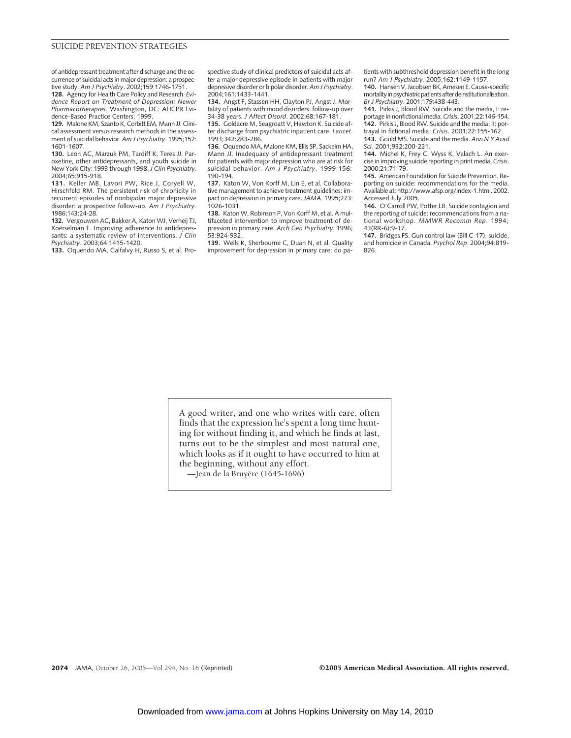of antidepressant treatment after discharge and the occurrence of suicidal acts in major depression: a prospective study. *Am J Psychiatry*. 2002;159:1746-1751.

**128.** Agency for Health Care Policy and Research. *Evidence Report on Treatment of Depression: Newer Pharmacotherapies*. Washington, DC: AHCPR Evidence-Based Practice Centers; 1999.

**129.** Malone KM, Szanto K, Corbitt EM, Mann JJ. Clinical assessment versus research methods in the assessment of suicidal behavior. *Am J Psychiatry*. 1995;152:1601-1607.

**130.** Leon AC, Marzuk PM, Tardiff K, Teres JJ. Paroxetine, other antidepressants, and youth suicide in New York City: 1993 through 1998. *J Clin Psychiatry*. 2004;65:915-918.

**131.** Keller MB, Lavori PW, Rice J, Coryell W, Hirschfeld RM. The persistent risk of chronicity in recurrent episodes of nonbipolar major depressive disorder: a prospective follow-up. *Am J Psychiatry*. 1986;143:24-28.

**132.** Vergouwen AC, Bakker A, Katon WJ, Verheij TJ, Koerselman F. Improving adherence to antidepressants: a systematic review of interventions. *J Clin Psychiatry*. 2003;64:1415-1420.

**133.** Oquendo MA, Galfalvy H, Russo S, et al. Prospective study of clinical predictors of suicidal acts after a major depressive episode in patients with major depressive disorder or bipolar disorder. *Am J Psychiatry*. 2004;161:1433-1441.

**134.** Angst F, Stassen HH, Clayton PJ, Angst J. Mortality of patients with mood disorders: follow-up over 34-38 years. *J Affect Disord*. 2002;68:167-181.

**135.** Goldacre M, Seagroatt V, Hawton K. Suicide after discharge from psychiatric inpatient care. *Lancet*. 1993;342:283-286.

**136.** Oquendo MA, Malone KM, Ellis SP, Sackeim HA, Mann JJ. Inadequacy of antidepressant treatment for patients with major depression who are at risk for suicidal behavior. *Am J Psychiatry*. 1999;156:190-194.

**137.** Katon W, Von Korff M, Lin E, et al. Collaborative management to achieve treatment guidelines: impact on depression in primary care. *JAMA*. 1995;273:1026-1031.

**138.** Katon W, Robinson P, Von Korff M, et al. A multifaceted intervention to improve treatment of depression in primary care. *Arch Gen Psychiatry*. 1996;53:924-932.

**139.** Wells K, Sherbourne C, Duan N, et al. Quality improvement for depression in primary care: do patients with subthreshold depression benefit in the long run? *Am J Psychiatry*. 2005;162:1149-1157.

**140.** Hansen V, Jacobsen BK, Arnesen E. Cause-specific mortality in psychiatric patients after deinstitutionalisation. *Br J Psychiatry*. 2001;179:438-443.

**141.** Pirkis J, Blood RW. Suicide and the media, I: reportage in nonfictional media. *Crisis*. 2001;22:146-154.

**142.** Pirkis J, Blood RW. Suicide and the media, II: portrayal in fictional media. *Crisis*. 2001;22:155-162.

**143.** Gould MS. Suicide and the media. *Ann N Y Acad Sci*. 2001;932:200-221.

**144.** Michel K, Frey C, Wyss K, Valach L. An exercise in improving suicide reporting in print media. *Crisis*. 2000;21:71-79.

**145.** American Foundation for Suicide Prevention. Reporting on suicide: recommendations for the media. Available at: http://www.afsp.org/index-1.html. 2002. Accessed July 2005.

**146.** O'Carroll PW, Potter LB. Suicide contagion and the reporting of suicide: recommendations from a national workshop. *MMWR Recomm Rep*. 1994;43(RR-6):9-17.

**147.** Bridges FS. Gun control law (Bill C-17), suicide, and homicide in Canada. *Psychol Rep*. 2004;94:819-826.

> A good writer, and one who writes with care, often finds that the expression he's spent a long time hunting for without finding it, and which he finds at last, turns out to be the simplest and most natural one, which looks as if it ought to have occurred to him at the beginning, without any effort.
>
> —Jean de la Bruyère (1645-1696)